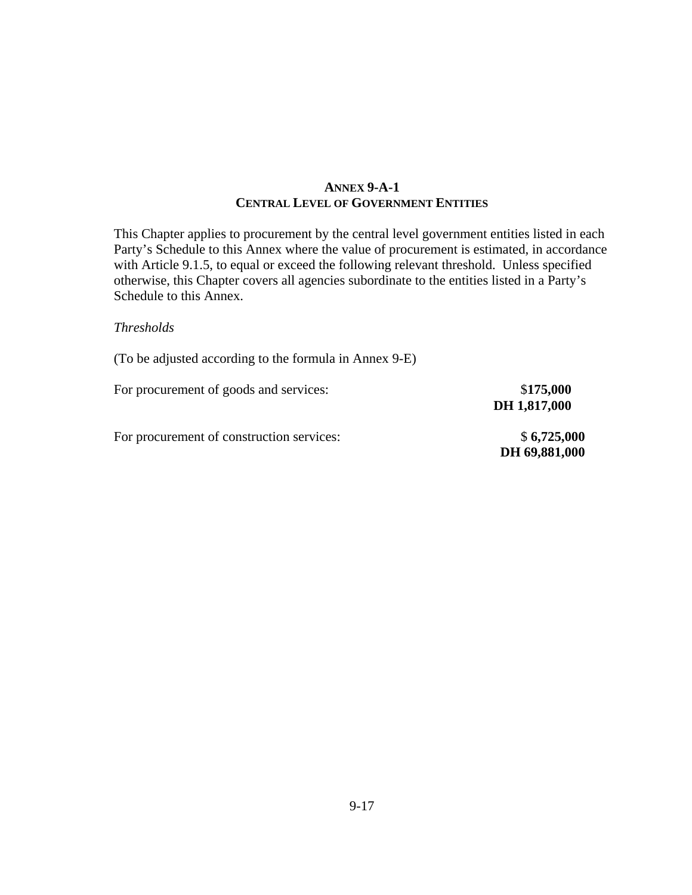# ANNEX 9-A-1
## CENTRAL LEVEL OF GOVERNMENT ENTITIES

This Chapter applies to procurement by the central level government entities listed in each Party's Schedule to this Annex where the value of procurement is estimated, in accordance with Article 9.1.5, to equal or exceed the following relevant threshold. Unless specified otherwise, this Chapter covers all agencies subordinate to the entities listed in a Party's Schedule to this Annex.

*Thresholds*

(To be adjusted according to the formula in Annex 9-E)

| | |
|---|---|
| For procurement of goods and services: | $**175,000**<br>**DH 1,817,000** |
| For procurement of construction services: | $ **6,725,000**<br>**DH 69,881,000** |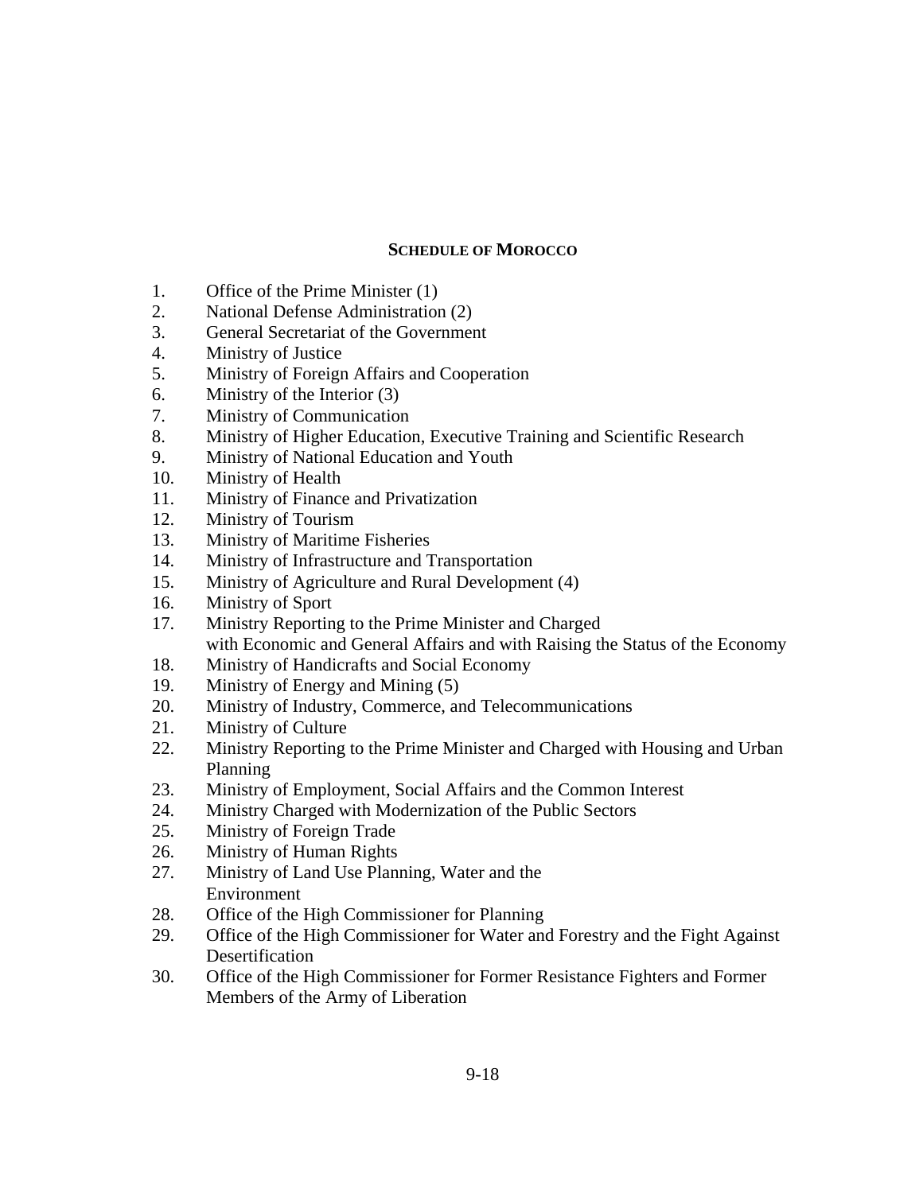## SCHEDULE OF MOROCCO

1. Office of the Prime Minister (1)
2. National Defense Administration (2)
3. General Secretariat of the Government
4. Ministry of Justice
5. Ministry of Foreign Affairs and Cooperation
6. Ministry of the Interior (3)
7. Ministry of Communication
8. Ministry of Higher Education, Executive Training and Scientific Research
9. Ministry of National Education and Youth
10. Ministry of Health
11. Ministry of Finance and Privatization
12. Ministry of Tourism
13. Ministry of Maritime Fisheries
14. Ministry of Infrastructure and Transportation
15. Ministry of Agriculture and Rural Development (4)
16. Ministry of Sport
17. Ministry Reporting to the Prime Minister and Charged with Economic and General Affairs and with Raising the Status of the Economy
18. Ministry of Handicrafts and Social Economy
19. Ministry of Energy and Mining (5)
20. Ministry of Industry, Commerce, and Telecommunications
21. Ministry of Culture
22. Ministry Reporting to the Prime Minister and Charged with Housing and Urban Planning
23. Ministry of Employment, Social Affairs and the Common Interest
24. Ministry Charged with Modernization of the Public Sectors
25. Ministry of Foreign Trade
26. Ministry of Human Rights
27. Ministry of Land Use Planning, Water and the Environment
28. Office of the High Commissioner for Planning
29. Office of the High Commissioner for Water and Forestry and the Fight Against Desertification
30. Office of the High Commissioner for Former Resistance Fighters and Former Members of the Army of Liberation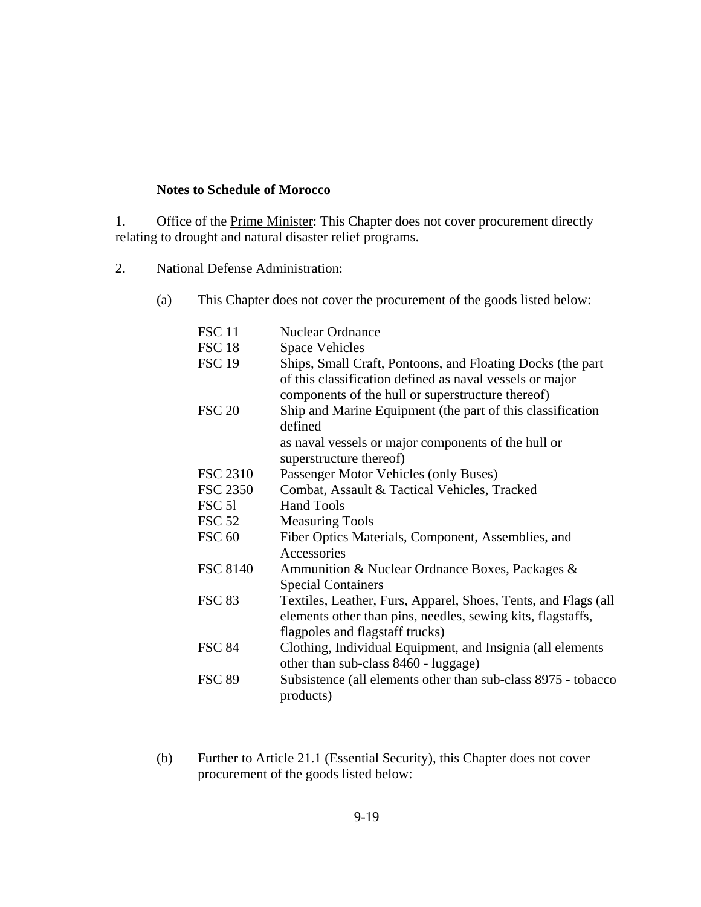**Notes to Schedule of Morocco**

1. Office of the Prime Minister: This Chapter does not cover procurement directly relating to drought and natural disaster relief programs.

2. National Defense Administration:

   (a) This Chapter does not cover the procurement of the goods listed below:

| | |
|---|---|
| FSC 11 | Nuclear Ordnance |
| FSC 18 | Space Vehicles |
| FSC 19 | Ships, Small Craft, Pontoons, and Floating Docks (the part of this classification defined as naval vessels or major components of the hull or superstructure thereof) |
| FSC 20 | Ship and Marine Equipment (the part of this classification defined as naval vessels or major components of the hull or superstructure thereof) |
| FSC 2310 | Passenger Motor Vehicles (only Buses) |
| FSC 2350 | Combat, Assault & Tactical Vehicles, Tracked |
| FSC 5l | Hand Tools |
| FSC 52 | Measuring Tools |
| FSC 60 | Fiber Optics Materials, Component, Assemblies, and Accessories |
| FSC 8140 | Ammunition & Nuclear Ordnance Boxes, Packages & Special Containers |
| FSC 83 | Textiles, Leather, Furs, Apparel, Shoes, Tents, and Flags (all elements other than pins, needles, sewing kits, flagstaffs, flagpoles and flagstaff trucks) |
| FSC 84 | Clothing, Individual Equipment, and Insignia (all elements other than sub-class 8460 - luggage) |
| FSC 89 | Subsistence (all elements other than sub-class 8975 - tobacco products) |

   (b) Further to Article 21.1 (Essential Security), this Chapter does not cover procurement of the goods listed below: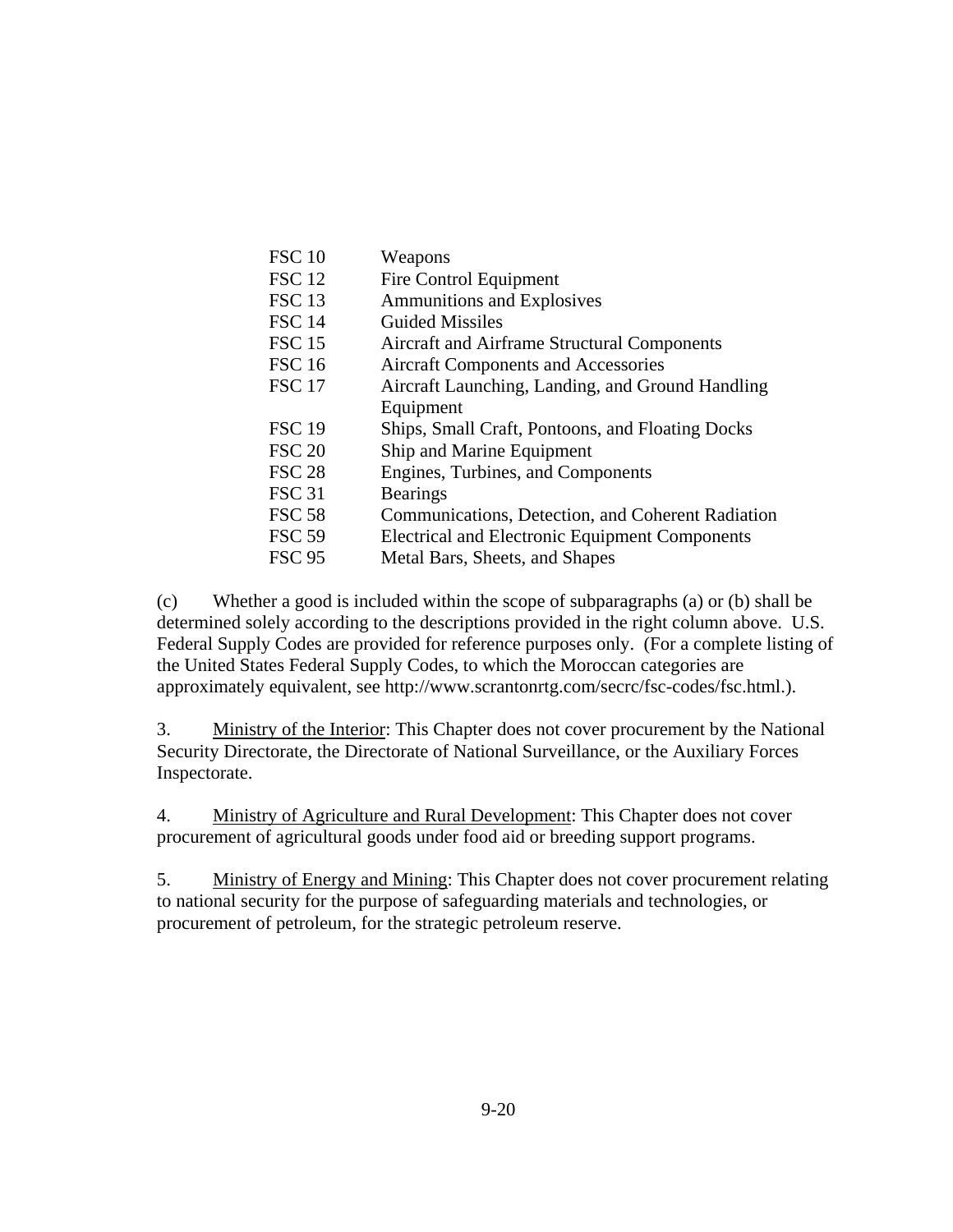| | |
|---|---|
| FSC 10 | Weapons |
| FSC 12 | Fire Control Equipment |
| FSC 13 | Ammunitions and Explosives |
| FSC 14 | Guided Missiles |
| FSC 15 | Aircraft and Airframe Structural Components |
| FSC 16 | Aircraft Components and Accessories |
| FSC 17 | Aircraft Launching, Landing, and Ground Handling Equipment |
| FSC 19 | Ships, Small Craft, Pontoons, and Floating Docks |
| FSC 20 | Ship and Marine Equipment |
| FSC 28 | Engines, Turbines, and Components |
| FSC 31 | Bearings |
| FSC 58 | Communications, Detection, and Coherent Radiation |
| FSC 59 | Electrical and Electronic Equipment Components |
| FSC 95 | Metal Bars, Sheets, and Shapes |

(c) Whether a good is included within the scope of subparagraphs (a) or (b) shall be determined solely according to the descriptions provided in the right column above. U.S. Federal Supply Codes are provided for reference purposes only. (For a complete listing of the United States Federal Supply Codes, to which the Moroccan categories are approximately equivalent, see http://www.scrantonrtg.com/secrc/fsc-codes/fsc.html.).

3. Ministry of the Interior: This Chapter does not cover procurement by the National Security Directorate, the Directorate of National Surveillance, or the Auxiliary Forces Inspectorate.

4. Ministry of Agriculture and Rural Development: This Chapter does not cover procurement of agricultural goods under food aid or breeding support programs.

5. Ministry of Energy and Mining: This Chapter does not cover procurement relating to national security for the purpose of safeguarding materials and technologies, or procurement of petroleum, for the strategic petroleum reserve.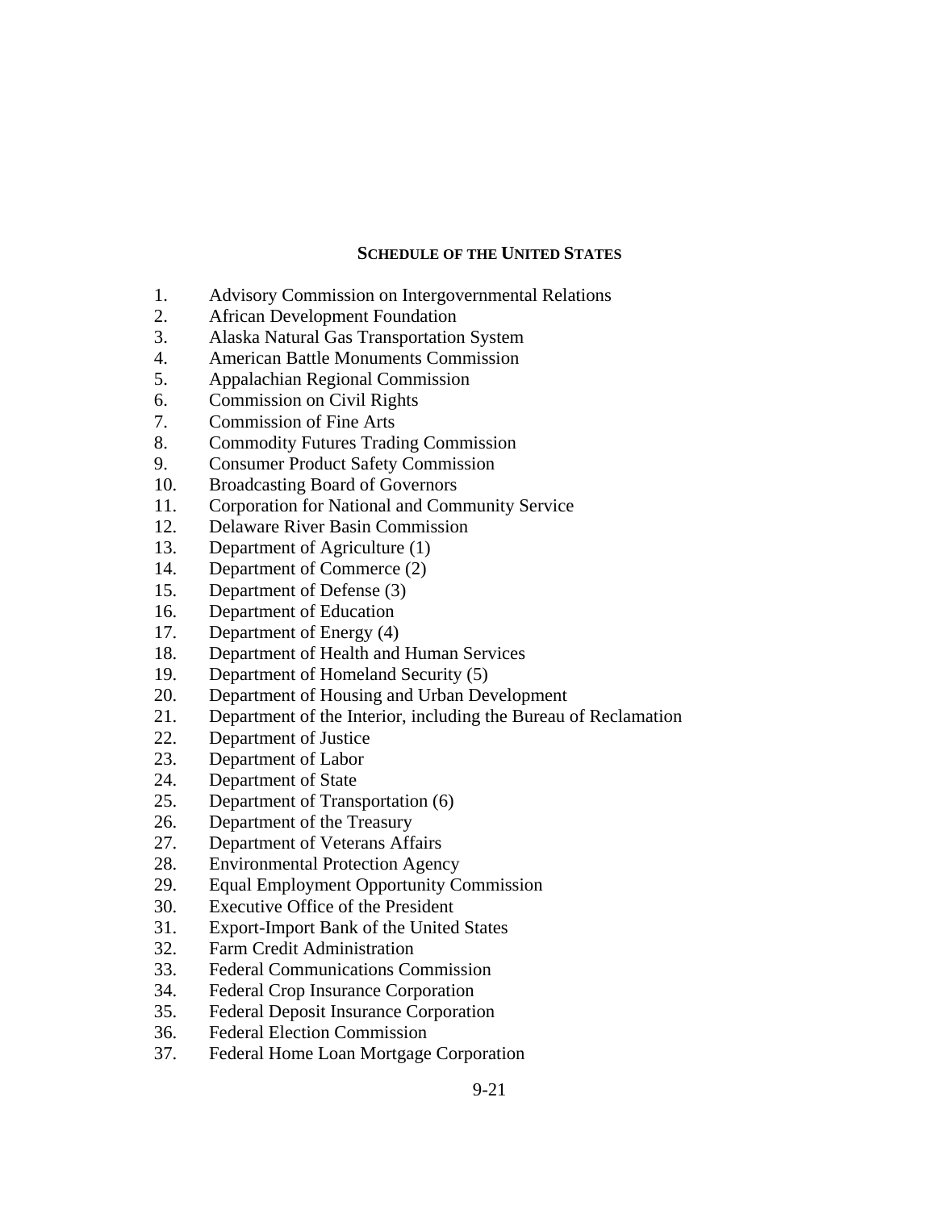## SCHEDULE OF THE UNITED STATES

1. Advisory Commission on Intergovernmental Relations
2. African Development Foundation
3. Alaska Natural Gas Transportation System
4. American Battle Monuments Commission
5. Appalachian Regional Commission
6. Commission on Civil Rights
7. Commission of Fine Arts
8. Commodity Futures Trading Commission
9. Consumer Product Safety Commission
10. Broadcasting Board of Governors
11. Corporation for National and Community Service
12. Delaware River Basin Commission
13. Department of Agriculture (1)
14. Department of Commerce (2)
15. Department of Defense (3)
16. Department of Education
17. Department of Energy (4)
18. Department of Health and Human Services
19. Department of Homeland Security (5)
20. Department of Housing and Urban Development
21. Department of the Interior, including the Bureau of Reclamation
22. Department of Justice
23. Department of Labor
24. Department of State
25. Department of Transportation (6)
26. Department of the Treasury
27. Department of Veterans Affairs
28. Environmental Protection Agency
29. Equal Employment Opportunity Commission
30. Executive Office of the President
31. Export-Import Bank of the United States
32. Farm Credit Administration
33. Federal Communications Commission
34. Federal Crop Insurance Corporation
35. Federal Deposit Insurance Corporation
36. Federal Election Commission
37. Federal Home Loan Mortgage Corporation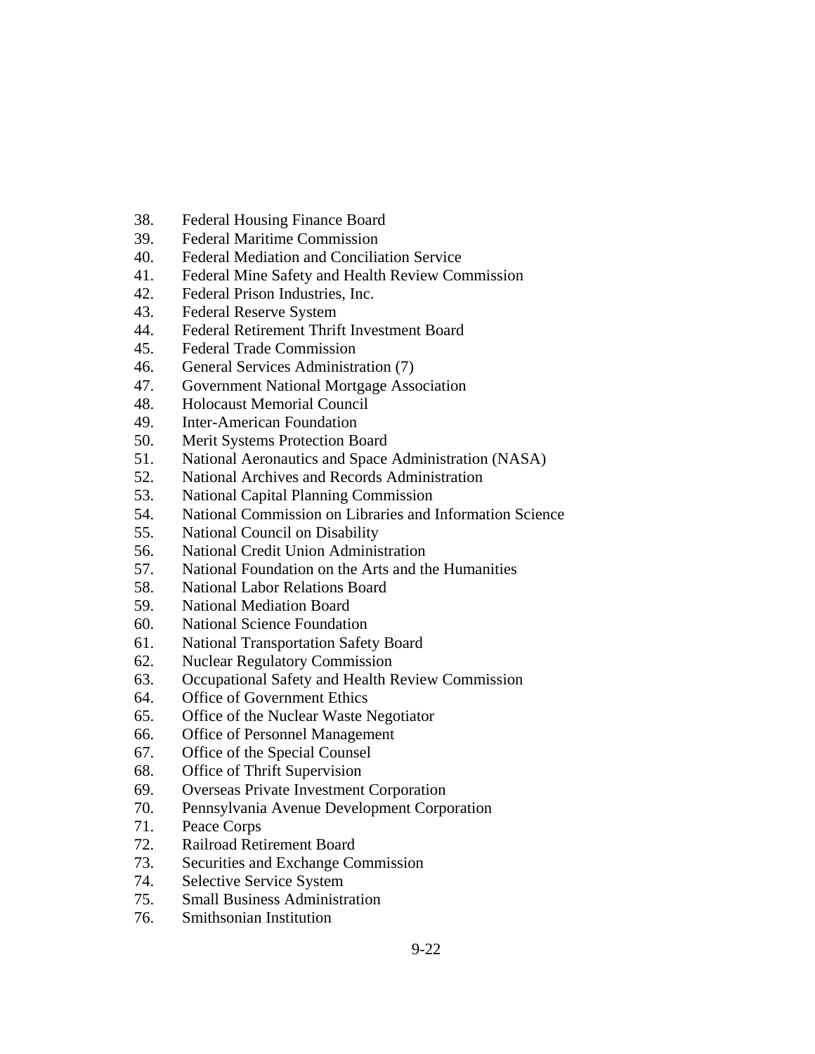38. Federal Housing Finance Board
39. Federal Maritime Commission
40. Federal Mediation and Conciliation Service
41. Federal Mine Safety and Health Review Commission
42. Federal Prison Industries, Inc.
43. Federal Reserve System
44. Federal Retirement Thrift Investment Board
45. Federal Trade Commission
46. General Services Administration (7)
47. Government National Mortgage Association
48. Holocaust Memorial Council
49. Inter-American Foundation
50. Merit Systems Protection Board
51. National Aeronautics and Space Administration (NASA)
52. National Archives and Records Administration
53. National Capital Planning Commission
54. National Commission on Libraries and Information Science
55. National Council on Disability
56. National Credit Union Administration
57. National Foundation on the Arts and the Humanities
58. National Labor Relations Board
59. National Mediation Board
60. National Science Foundation
61. National Transportation Safety Board
62. Nuclear Regulatory Commission
63. Occupational Safety and Health Review Commission
64. Office of Government Ethics
65. Office of the Nuclear Waste Negotiator
66. Office of Personnel Management
67. Office of the Special Counsel
68. Office of Thrift Supervision
69. Overseas Private Investment Corporation
70. Pennsylvania Avenue Development Corporation
71. Peace Corps
72. Railroad Retirement Board
73. Securities and Exchange Commission
74. Selective Service System
75. Small Business Administration
76. Smithsonian Institution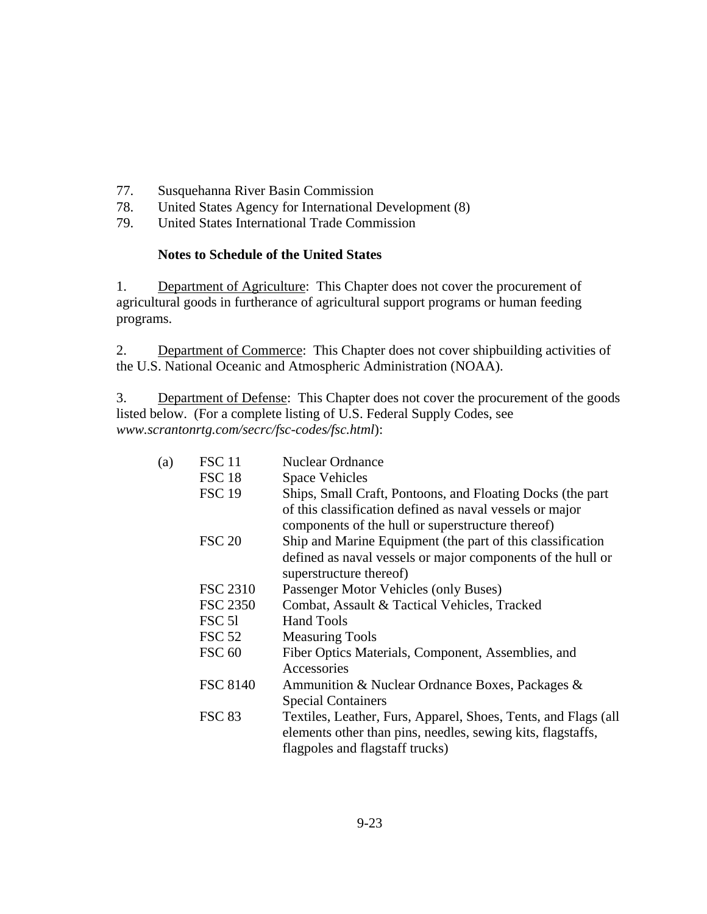77. Susquehanna River Basin Commission
78. United States Agency for International Development (8)
79. United States International Trade Commission

**Notes to Schedule of the United States**

1. Department of Agriculture: This Chapter does not cover the procurement of agricultural goods in furtherance of agricultural support programs or human feeding programs.

2. Department of Commerce: This Chapter does not cover shipbuilding activities of the U.S. National Oceanic and Atmospheric Administration (NOAA).

3. Department of Defense: This Chapter does not cover the procurement of the goods listed below. (For a complete listing of U.S. Federal Supply Codes, see *www.scrantonrtg.com/secrc/fsc-codes/fsc.html*):

| | | |
|---|---|---|
| (a) | FSC 11 | Nuclear Ordnance |
| | FSC 18 | Space Vehicles |
| | FSC 19 | Ships, Small Craft, Pontoons, and Floating Docks (the part of this classification defined as naval vessels or major components of the hull or superstructure thereof) |
| | FSC 20 | Ship and Marine Equipment (the part of this classification defined as naval vessels or major components of the hull or superstructure thereof) |
| | FSC 2310 | Passenger Motor Vehicles (only Buses) |
| | FSC 2350 | Combat, Assault & Tactical Vehicles, Tracked |
| | FSC 5l | Hand Tools |
| | FSC 52 | Measuring Tools |
| | FSC 60 | Fiber Optics Materials, Component, Assemblies, and Accessories |
| | FSC 8140 | Ammunition & Nuclear Ordnance Boxes, Packages & Special Containers |
| | FSC 83 | Textiles, Leather, Furs, Apparel, Shoes, Tents, and Flags (all elements other than pins, needles, sewing kits, flagstaffs, flagpoles and flagstaff trucks) |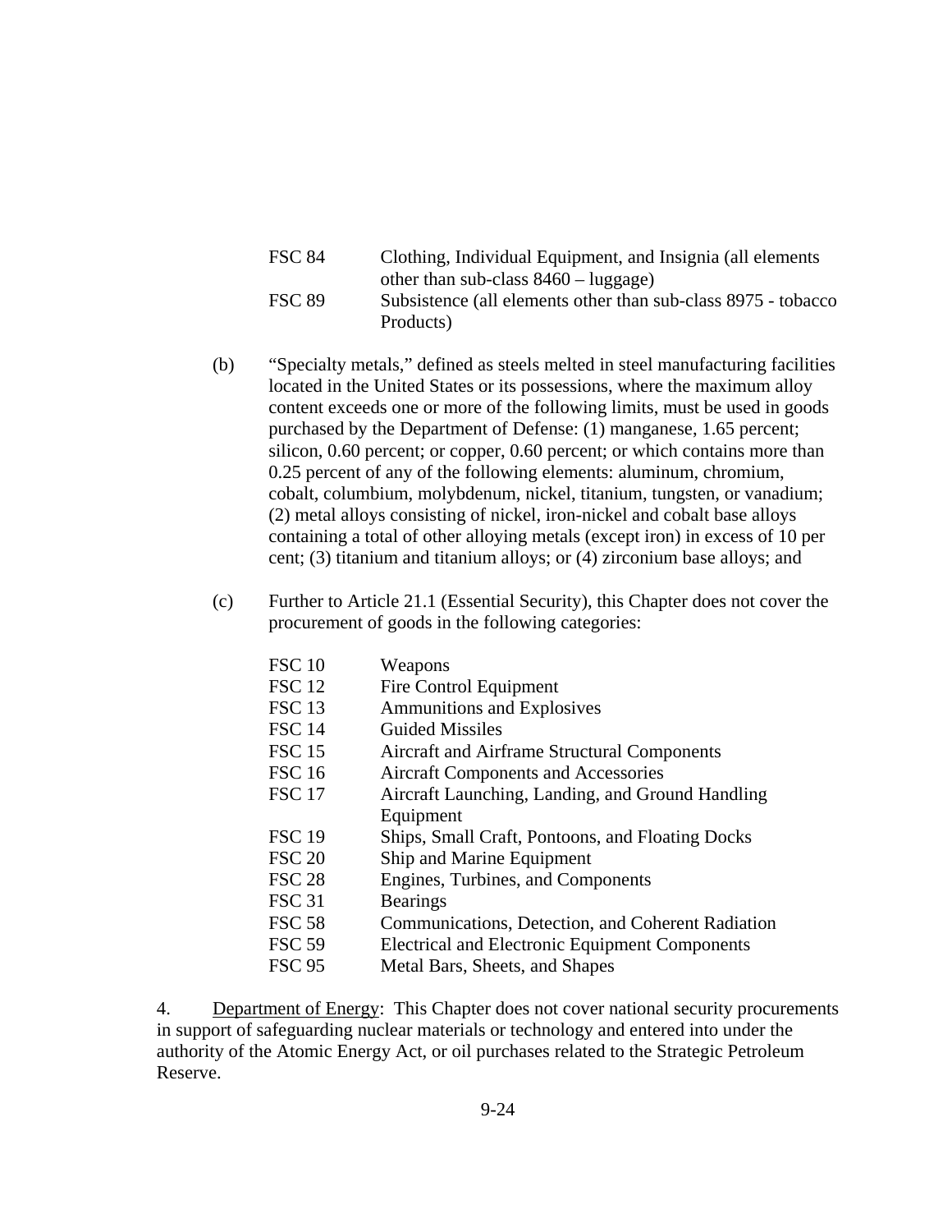| | |
|---|---|
| FSC 84 | Clothing, Individual Equipment, and Insignia (all elements other than sub-class 8460 – luggage) |
| FSC 89 | Subsistence (all elements other than sub-class 8975 - tobacco Products) |

(b) "Specialty metals," defined as steels melted in steel manufacturing facilities located in the United States or its possessions, where the maximum alloy content exceeds one or more of the following limits, must be used in goods purchased by the Department of Defense: (1) manganese, 1.65 percent; silicon, 0.60 percent; or copper, 0.60 percent; or which contains more than 0.25 percent of any of the following elements: aluminum, chromium, cobalt, columbium, molybdenum, nickel, titanium, tungsten, or vanadium; (2) metal alloys consisting of nickel, iron-nickel and cobalt base alloys containing a total of other alloying metals (except iron) in excess of 10 per cent; (3) titanium and titanium alloys; or (4) zirconium base alloys; and

(c) Further to Article 21.1 (Essential Security), this Chapter does not cover the procurement of goods in the following categories:

| | |
|---|---|
| FSC 10 | Weapons |
| FSC 12 | Fire Control Equipment |
| FSC 13 | Ammunitions and Explosives |
| FSC 14 | Guided Missiles |
| FSC 15 | Aircraft and Airframe Structural Components |
| FSC 16 | Aircraft Components and Accessories |
| FSC 17 | Aircraft Launching, Landing, and Ground Handling Equipment |
| FSC 19 | Ships, Small Craft, Pontoons, and Floating Docks |
| FSC 20 | Ship and Marine Equipment |
| FSC 28 | Engines, Turbines, and Components |
| FSC 31 | Bearings |
| FSC 58 | Communications, Detection, and Coherent Radiation |
| FSC 59 | Electrical and Electronic Equipment Components |
| FSC 95 | Metal Bars, Sheets, and Shapes |

4. Department of Energy: This Chapter does not cover national security procurements in support of safeguarding nuclear materials or technology and entered into under the authority of the Atomic Energy Act, or oil purchases related to the Strategic Petroleum Reserve.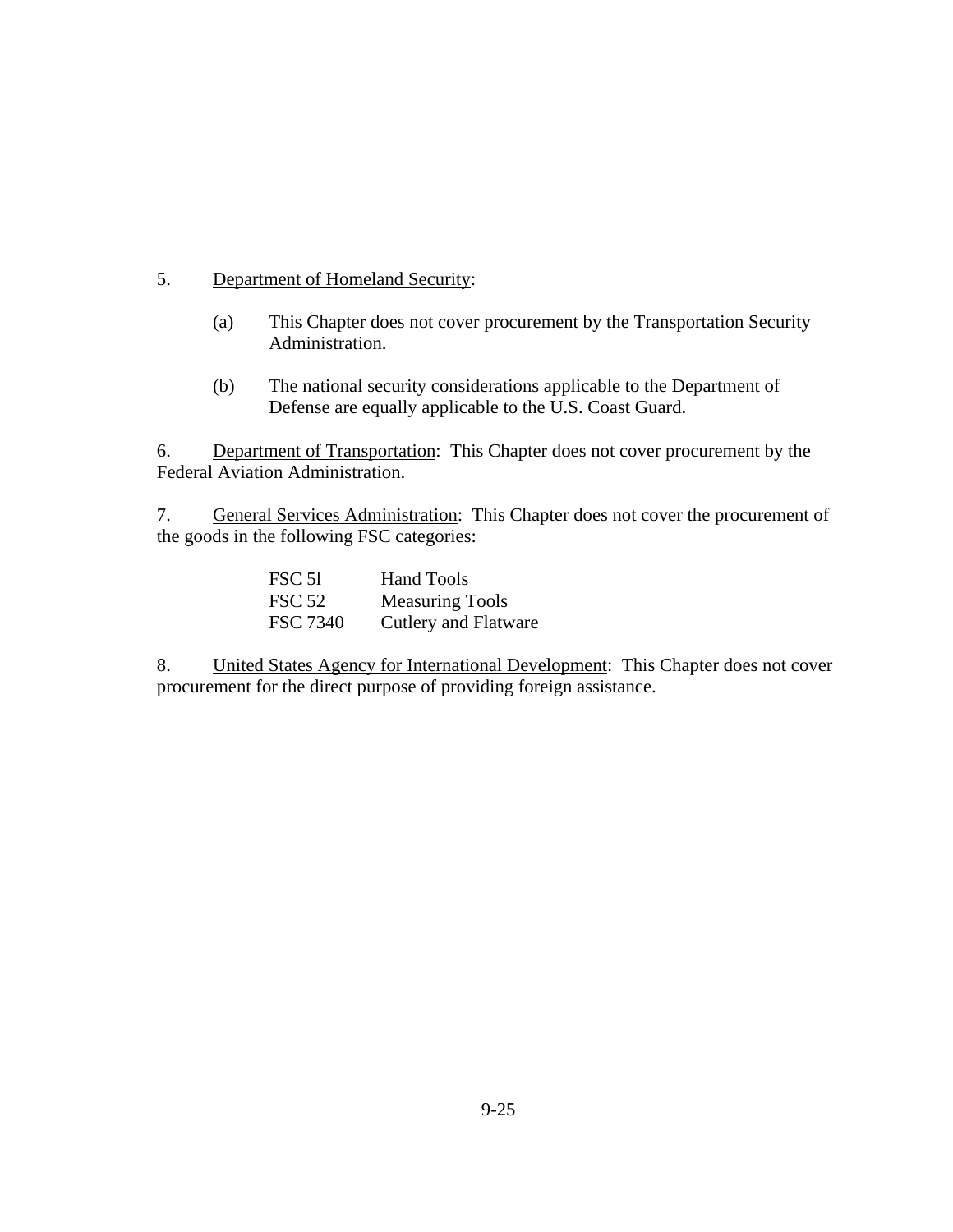5. Department of Homeland Security:

   (a) This Chapter does not cover procurement by the Transportation Security Administration.

   (b) The national security considerations applicable to the Department of Defense are equally applicable to the U.S. Coast Guard.

6. Department of Transportation: This Chapter does not cover procurement by the Federal Aviation Administration.

7. General Services Administration: This Chapter does not cover the procurement of the goods in the following FSC categories:

| | |
|---|---|
| FSC 5l | Hand Tools |
| FSC 52 | Measuring Tools |
| FSC 7340 | Cutlery and Flatware |

8. United States Agency for International Development: This Chapter does not cover procurement for the direct purpose of providing foreign assistance.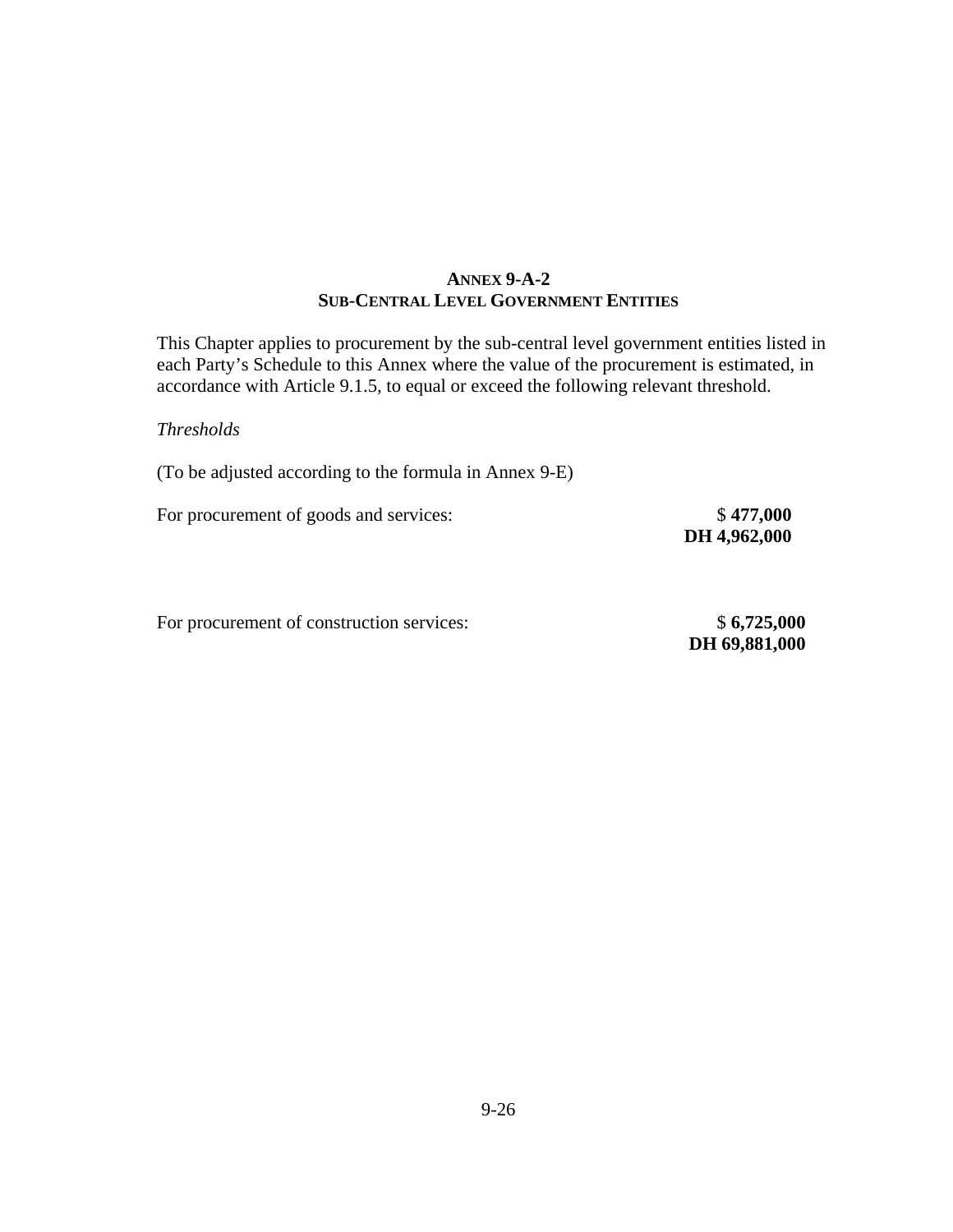# ANNEX 9-A-2
## SUB-CENTRAL LEVEL GOVERNMENT ENTITIES

This Chapter applies to procurement by the sub-central level government entities listed in each Party's Schedule to this Annex where the value of the procurement is estimated, in accordance with Article 9.1.5, to equal or exceed the following relevant threshold.

*Thresholds*

(To be adjusted according to the formula in Annex 9-E)

For procurement of goods and services: $ **477,000**
**DH 4,962,000**

For procurement of construction services: $ **6,725,000**
**DH 69,881,000**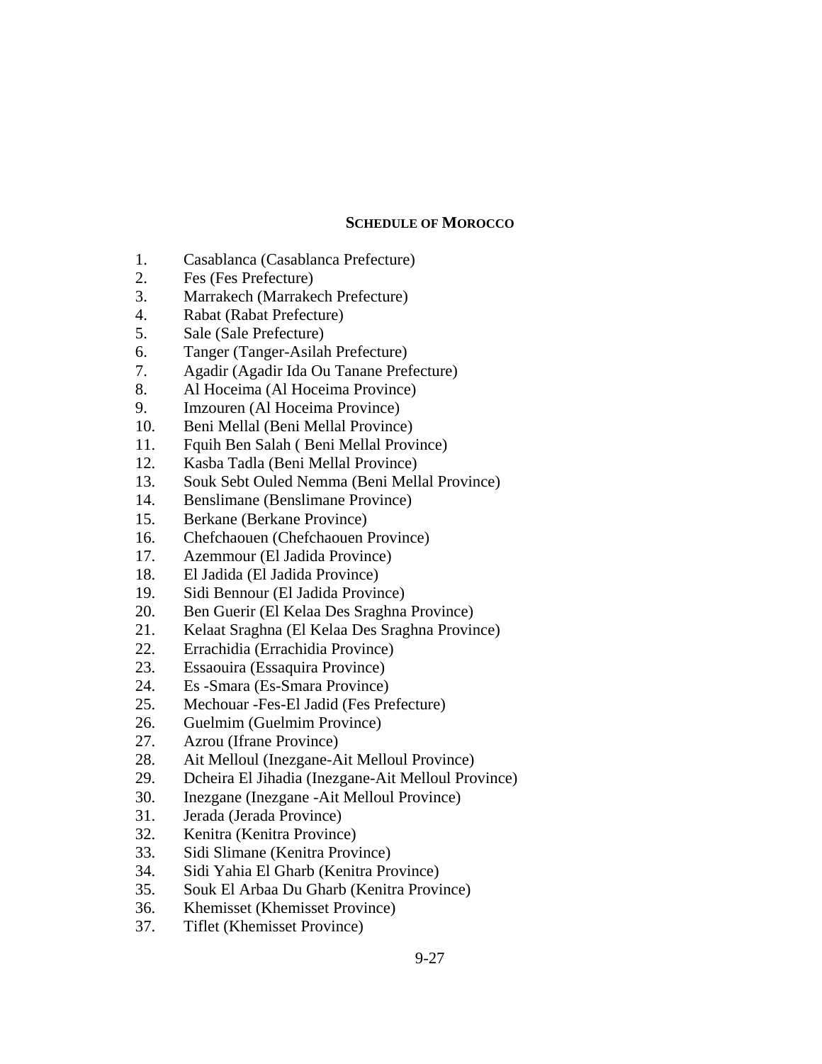**SCHEDULE OF MOROCCO**

1. Casablanca (Casablanca Prefecture)
2. Fes (Fes Prefecture)
3. Marrakech (Marrakech Prefecture)
4. Rabat (Rabat Prefecture)
5. Sale (Sale Prefecture)
6. Tanger (Tanger-Asilah Prefecture)
7. Agadir (Agadir Ida Ou Tanane Prefecture)
8. Al Hoceima (Al Hoceima Province)
9. Imzouren (Al Hoceima Province)
10. Beni Mellal (Beni Mellal Province)
11. Fquih Ben Salah ( Beni Mellal Province)
12. Kasba Tadla (Beni Mellal Province)
13. Souk Sebt Ouled Nemma (Beni Mellal Province)
14. Benslimane (Benslimane Province)
15. Berkane (Berkane Province)
16. Chefchaouen (Chefchaouen Province)
17. Azemmour (El Jadida Province)
18. El Jadida (El Jadida Province)
19. Sidi Bennour (El Jadida Province)
20. Ben Guerir (El Kelaa Des Sraghna Province)
21. Kelaat Sraghna (El Kelaa Des Sraghna Province)
22. Errachidia (Errachidia Province)
23. Essaouira (Essaquira Province)
24. Es -Smara (Es-Smara Province)
25. Mechouar -Fes-El Jadid (Fes Prefecture)
26. Guelmim (Guelmim Province)
27. Azrou (Ifrane Province)
28. Ait Melloul (Inezgane-Ait Melloul Province)
29. Dcheira El Jihadia (Inezgane-Ait Melloul Province)
30. Inezgane (Inezgane -Ait Melloul Province)
31. Jerada (Jerada Province)
32. Kenitra (Kenitra Province)
33. Sidi Slimane (Kenitra Province)
34. Sidi Yahia El Gharb (Kenitra Province)
35. Souk El Arbaa Du Gharb (Kenitra Province)
36. Khemisset (Khemisset Province)
37. Tiflet (Khemisset Province)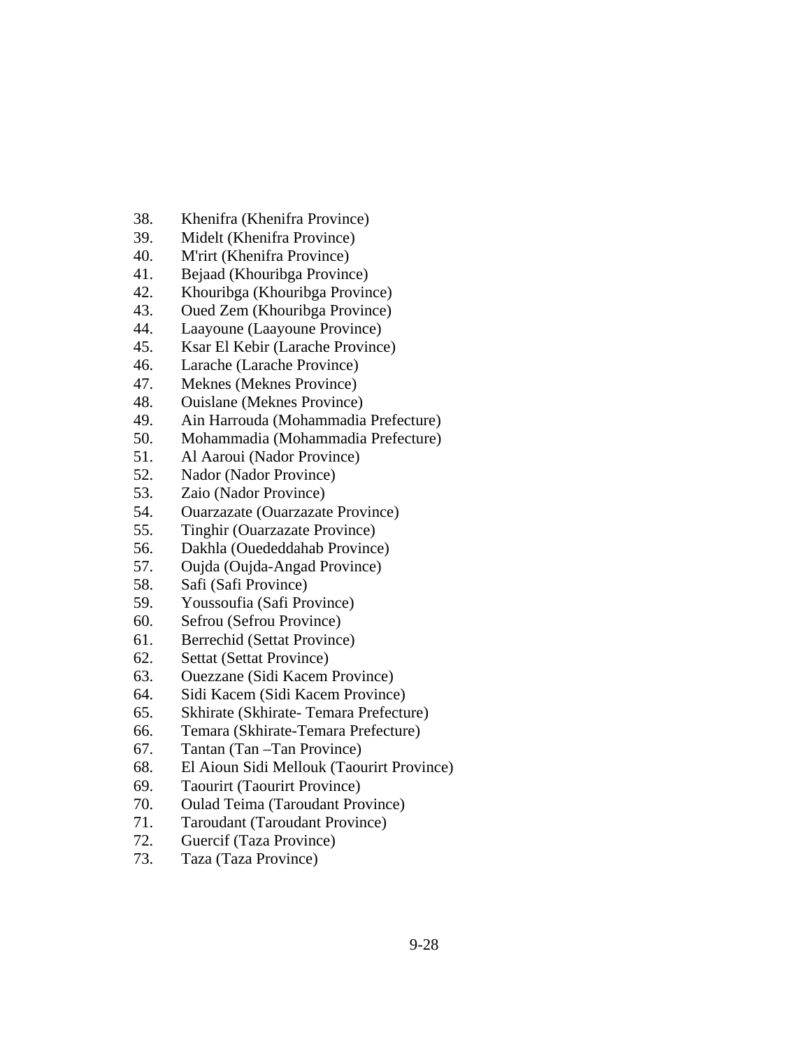38. Khenifra (Khenifra Province)
39. Midelt (Khenifra Province)
40. M'rirt (Khenifra Province)
41. Bejaad (Khouribga Province)
42. Khouribga (Khouribga Province)
43. Oued Zem (Khouribga Province)
44. Laayoune (Laayoune Province)
45. Ksar El Kebir (Larache Province)
46. Larache (Larache Province)
47. Meknes (Meknes Province)
48. Ouislane (Meknes Province)
49. Ain Harrouda (Mohammadia Prefecture)
50. Mohammadia (Mohammadia Prefecture)
51. Al Aaroui (Nador Province)
52. Nador (Nador Province)
53. Zaio (Nador Province)
54. Ouarzazate (Ouarzazate Province)
55. Tinghir (Ouarzazate Province)
56. Dakhla (Ouededdahab Province)
57. Oujda (Oujda-Angad Province)
58. Safi (Safi Province)
59. Youssoufia (Safi Province)
60. Sefrou (Sefrou Province)
61. Berrechid (Settat Province)
62. Settat (Settat Province)
63. Ouezzane (Sidi Kacem Province)
64. Sidi Kacem (Sidi Kacem Province)
65. Skhirate (Skhirate- Temara Prefecture)
66. Temara (Skhirate-Temara Prefecture)
67. Tantan (Tan –Tan Province)
68. El Aioun Sidi Mellouk (Taourirt Province)
69. Taourirt (Taourirt Province)
70. Oulad Teima (Taroudant Province)
71. Taroudant (Taroudant Province)
72. Guercif (Taza Province)
73. Taza (Taza Province)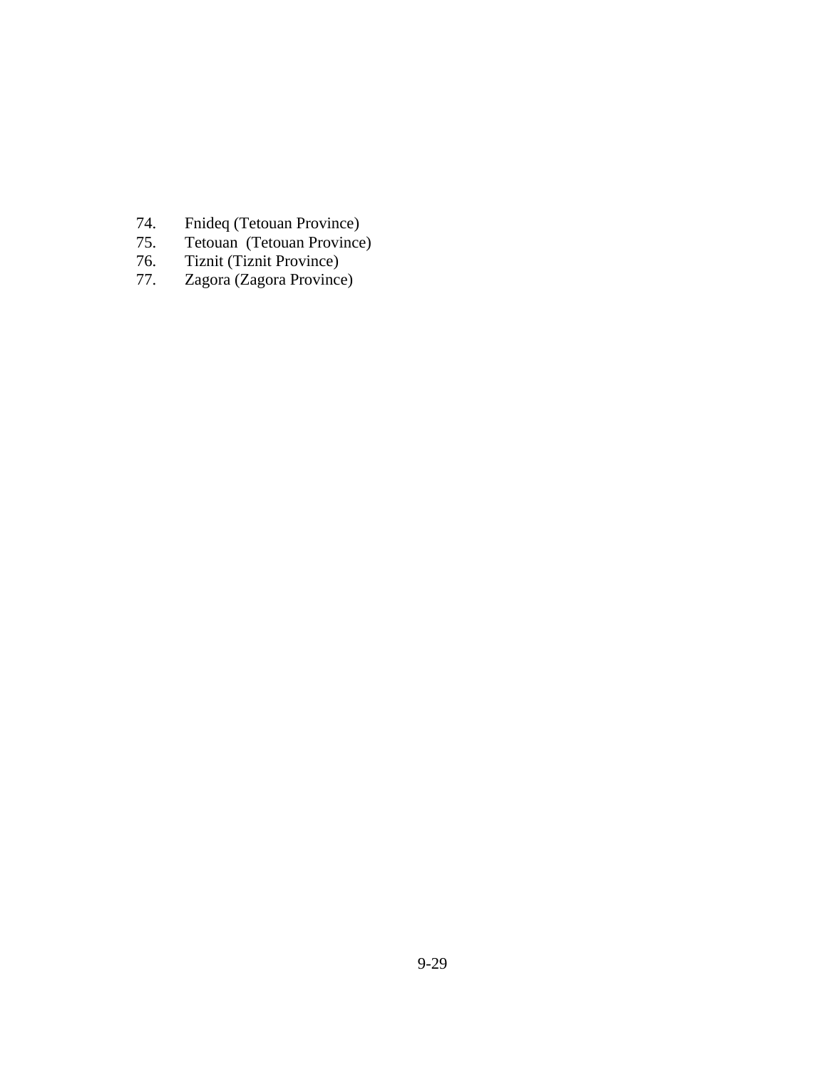74. Fnideq (Tetouan Province)
75. Tetouan  (Tetouan Province)
76. Tiznit (Tiznit Province)
77. Zagora (Zagora Province)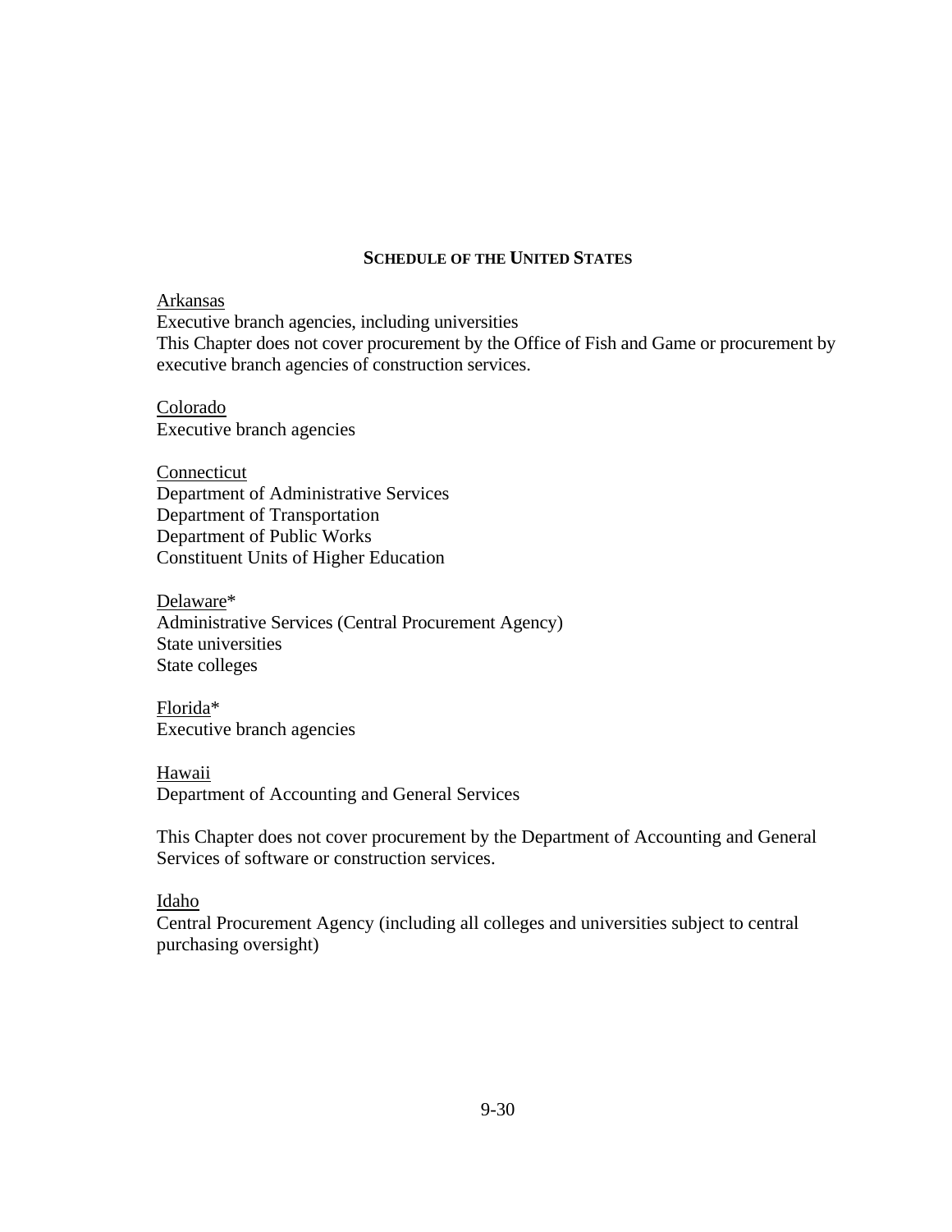**SCHEDULE OF THE UNITED STATES**

<u>Arkansas</u>
Executive branch agencies, including universities
This Chapter does not cover procurement by the Office of Fish and Game or procurement by executive branch agencies of construction services.

<u>Colorado</u>
Executive branch agencies

<u>Connecticut</u>
Department of Administrative Services
Department of Transportation
Department of Public Works
Constituent Units of Higher Education

<u>Delaware</u>*
Administrative Services (Central Procurement Agency)
State universities
State colleges

<u>Florida</u>*
Executive branch agencies

<u>Hawaii</u>
Department of Accounting and General Services

This Chapter does not cover procurement by the Department of Accounting and General Services of software or construction services.

<u>Idaho</u>
Central Procurement Agency (including all colleges and universities subject to central purchasing oversight)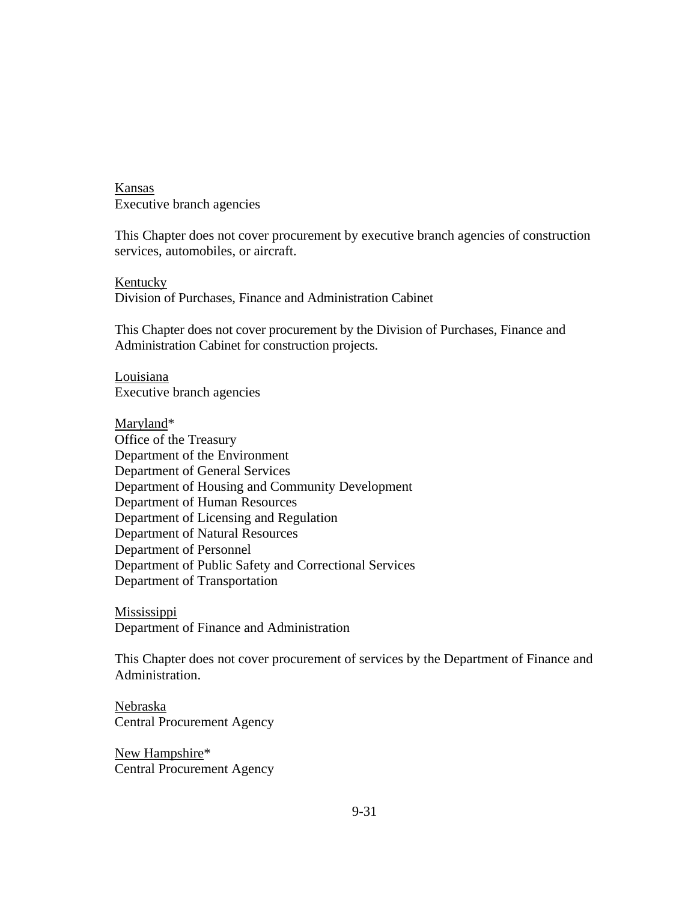<u>Kansas</u>
Executive branch agencies

This Chapter does not cover procurement by executive branch agencies of construction services, automobiles, or aircraft.

<u>Kentucky</u>
Division of Purchases, Finance and Administration Cabinet

This Chapter does not cover procurement by the Division of Purchases, Finance and Administration Cabinet for construction projects.

<u>Louisiana</u>
Executive branch agencies

<u>Maryland</u>*
Office of the Treasury
Department of the Environment
Department of General Services
Department of Housing and Community Development
Department of Human Resources
Department of Licensing and Regulation
Department of Natural Resources
Department of Personnel
Department of Public Safety and Correctional Services
Department of Transportation

<u>Mississippi</u>
Department of Finance and Administration

This Chapter does not cover procurement of services by the Department of Finance and Administration.

<u>Nebraska</u>
Central Procurement Agency

<u>New Hampshire</u>*
Central Procurement Agency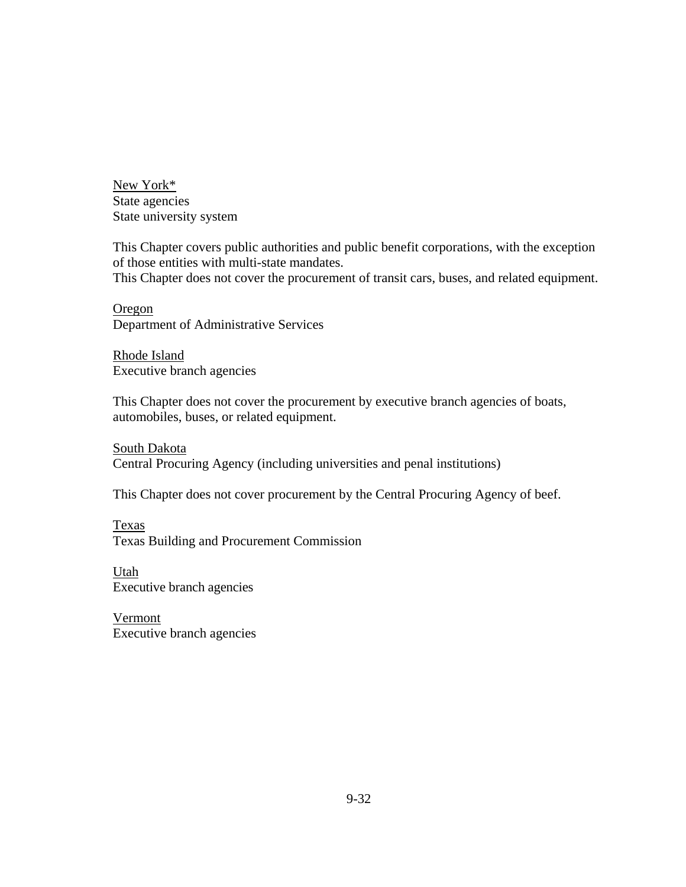New York*
State agencies
State university system

This Chapter covers public authorities and public benefit corporations, with the exception of those entities with multi-state mandates.
This Chapter does not cover the procurement of transit cars, buses, and related equipment.

Oregon
Department of Administrative Services

Rhode Island
Executive branch agencies

This Chapter does not cover the procurement by executive branch agencies of boats, automobiles, buses, or related equipment.

South Dakota
Central Procuring Agency (including universities and penal institutions)

This Chapter does not cover procurement by the Central Procuring Agency of beef.

Texas
Texas Building and Procurement Commission

Utah
Executive branch agencies

Vermont
Executive branch agencies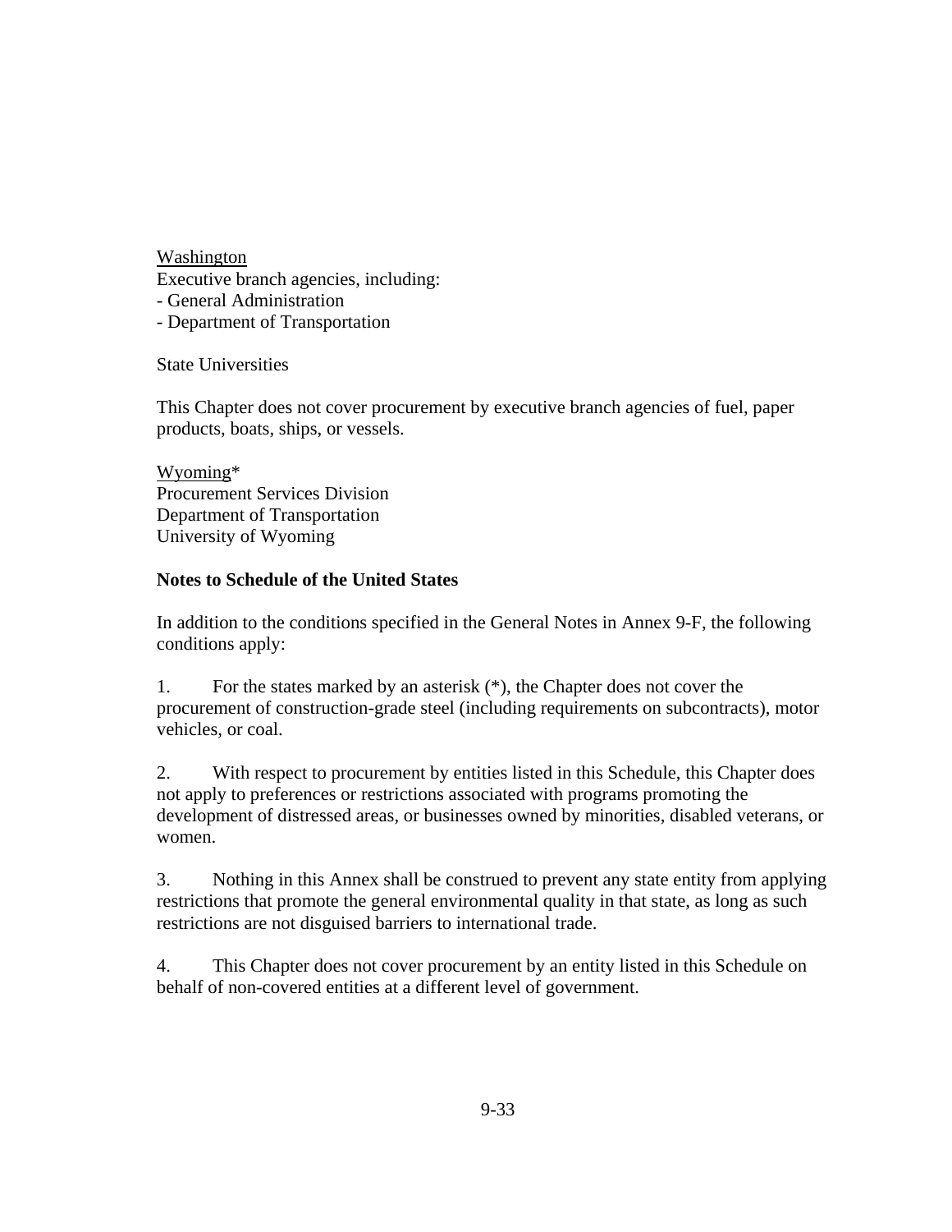Washington
Executive branch agencies, including:
- General Administration
- Department of Transportation

State Universities

This Chapter does not cover procurement by executive branch agencies of fuel, paper products, boats, ships, or vessels.

Wyoming*
Procurement Services Division
Department of Transportation
University of Wyoming

**Notes to Schedule of the United States**

In addition to the conditions specified in the General Notes in Annex 9-F, the following conditions apply:

1. For the states marked by an asterisk (*), the Chapter does not cover the procurement of construction-grade steel (including requirements on subcontracts), motor vehicles, or coal.

2. With respect to procurement by entities listed in this Schedule, this Chapter does not apply to preferences or restrictions associated with programs promoting the development of distressed areas, or businesses owned by minorities, disabled veterans, or women.

3. Nothing in this Annex shall be construed to prevent any state entity from applying restrictions that promote the general environmental quality in that state, as long as such restrictions are not disguised barriers to international trade.

4. This Chapter does not cover procurement by an entity listed in this Schedule on behalf of non-covered entities at a different level of government.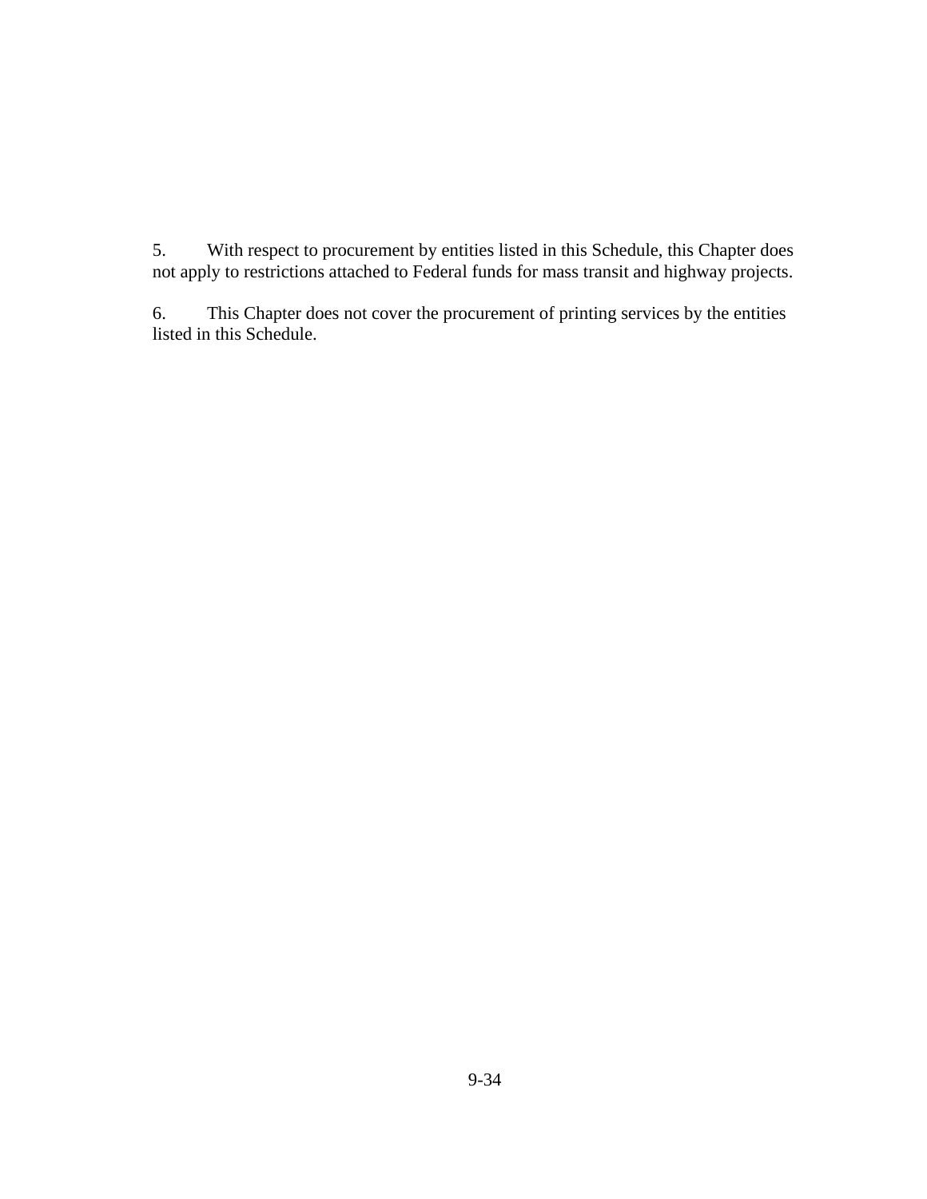5. With respect to procurement by entities listed in this Schedule, this Chapter does not apply to restrictions attached to Federal funds for mass transit and highway projects.

6. This Chapter does not cover the procurement of printing services by the entities listed in this Schedule.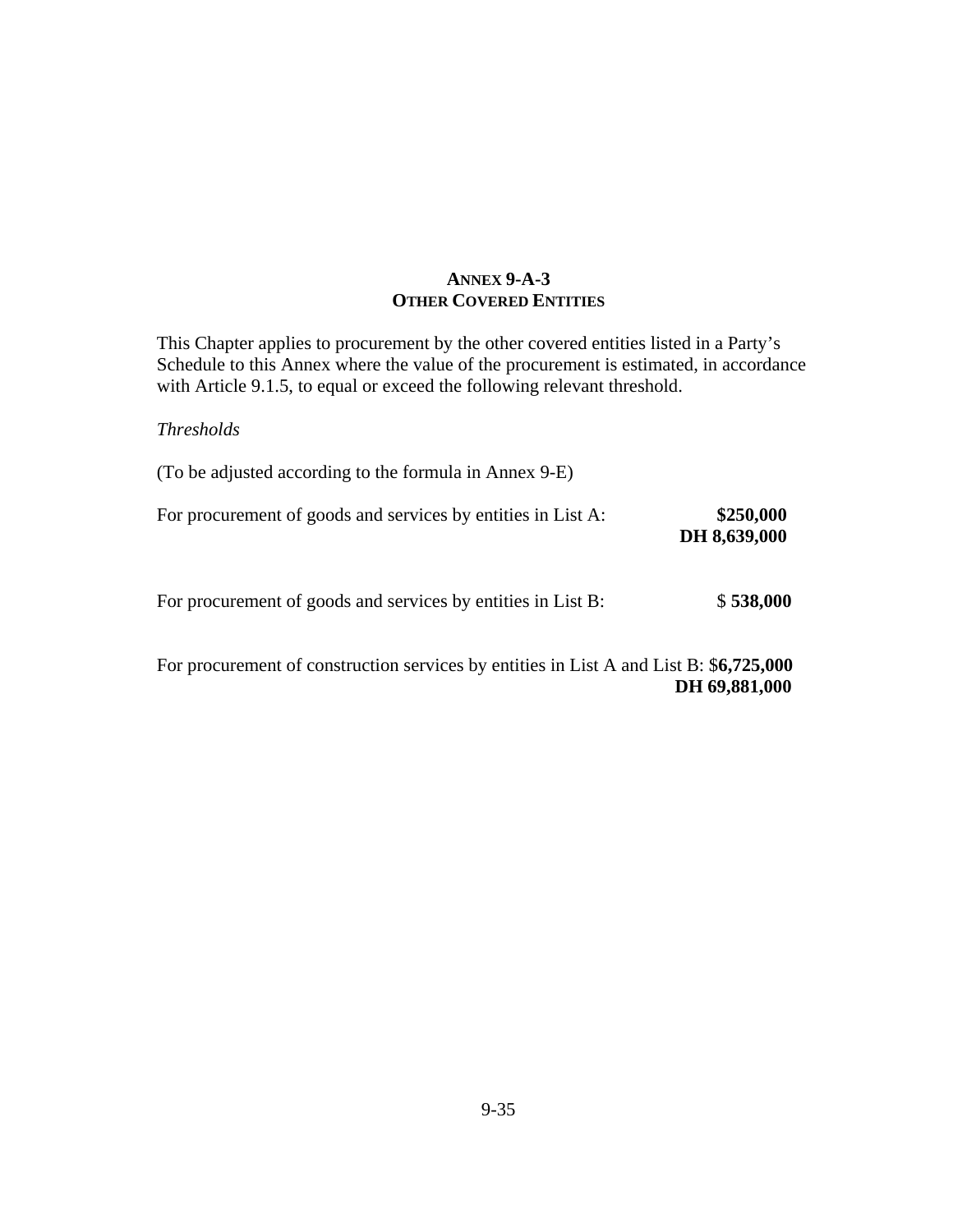# ANNEX 9-A-3
## OTHER COVERED ENTITIES

This Chapter applies to procurement by the other covered entities listed in a Party's Schedule to this Annex where the value of the procurement is estimated, in accordance with Article 9.1.5, to equal or exceed the following relevant threshold.

*Thresholds*

(To be adjusted according to the formula in Annex 9-E)

For procurement of goods and services by entities in List A: **$250,000**
**DH 8,639,000**

For procurement of goods and services by entities in List B: $ **538,000**

For procurement of construction services by entities in List A and List B: $**6,725,000**
**DH 69,881,000**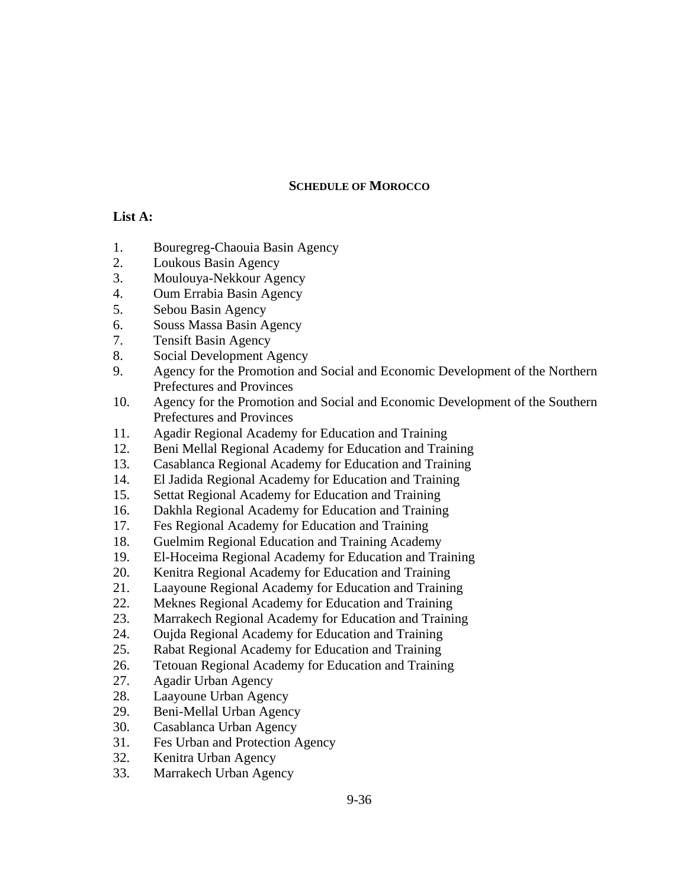## SCHEDULE OF MOROCCO

**List A:**

1. Bouregreg-Chaouia Basin Agency
2. Loukous Basin Agency
3. Moulouya-Nekkour Agency
4. Oum Errabia Basin Agency
5. Sebou Basin Agency
6. Souss Massa Basin Agency
7. Tensift Basin Agency
8. Social Development Agency
9. Agency for the Promotion and Social and Economic Development of the Northern Prefectures and Provinces
10. Agency for the Promotion and Social and Economic Development of the Southern Prefectures and Provinces
11. Agadir Regional Academy for Education and Training
12. Beni Mellal Regional Academy for Education and Training
13. Casablanca Regional Academy for Education and Training
14. El Jadida Regional Academy for Education and Training
15. Settat Regional Academy for Education and Training
16. Dakhla Regional Academy for Education and Training
17. Fes Regional Academy for Education and Training
18. Guelmim Regional Education and Training Academy
19. El-Hoceima Regional Academy for Education and Training
20. Kenitra Regional Academy for Education and Training
21. Laayoune Regional Academy for Education and Training
22. Meknes Regional Academy for Education and Training
23. Marrakech Regional Academy for Education and Training
24. Oujda Regional Academy for Education and Training
25. Rabat Regional Academy for Education and Training
26. Tetouan Regional Academy for Education and Training
27. Agadir Urban Agency
28. Laayoune Urban Agency
29. Beni-Mellal Urban Agency
30. Casablanca Urban Agency
31. Fes Urban and Protection Agency
32. Kenitra Urban Agency
33. Marrakech Urban Agency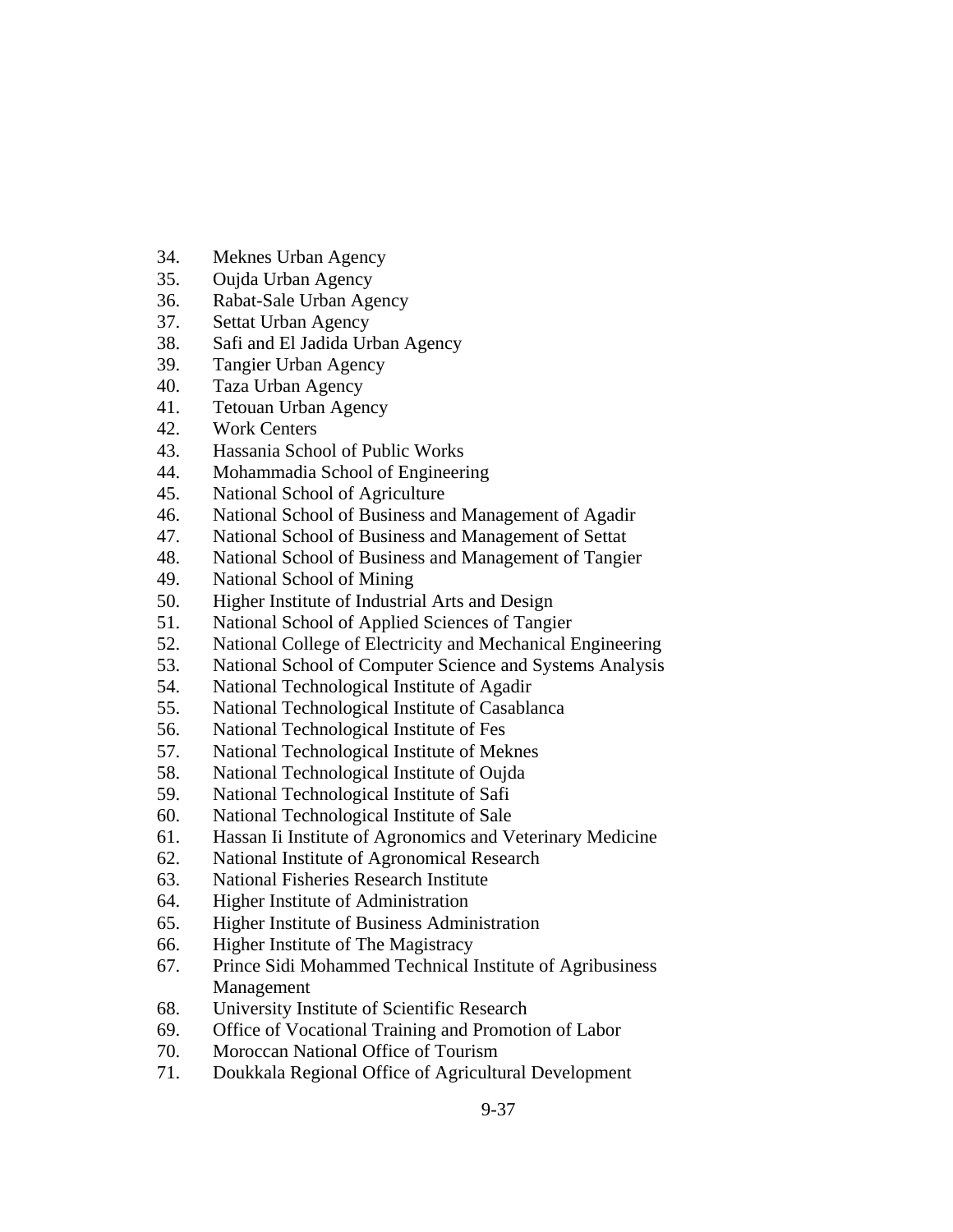34. Meknes Urban Agency
35. Oujda Urban Agency
36. Rabat-Sale Urban Agency
37. Settat Urban Agency
38. Safi and El Jadida Urban Agency
39. Tangier Urban Agency
40. Taza Urban Agency
41. Tetouan Urban Agency
42. Work Centers
43. Hassania School of Public Works
44. Mohammadia School of Engineering
45. National School of Agriculture
46. National School of Business and Management of Agadir
47. National School of Business and Management of Settat
48. National School of Business and Management of Tangier
49. National School of Mining
50. Higher Institute of Industrial Arts and Design
51. National School of Applied Sciences of Tangier
52. National College of Electricity and Mechanical Engineering
53. National School of Computer Science and Systems Analysis
54. National Technological Institute of Agadir
55. National Technological Institute of Casablanca
56. National Technological Institute of Fes
57. National Technological Institute of Meknes
58. National Technological Institute of Oujda
59. National Technological Institute of Safi
60. National Technological Institute of Sale
61. Hassan Ii Institute of Agronomics and Veterinary Medicine
62. National Institute of Agronomical Research
63. National Fisheries Research Institute
64. Higher Institute of Administration
65. Higher Institute of Business Administration
66. Higher Institute of The Magistracy
67. Prince Sidi Mohammed Technical Institute of Agribusiness Management
68. University Institute of Scientific Research
69. Office of Vocational Training and Promotion of Labor
70. Moroccan National Office of Tourism
71. Doukkala Regional Office of Agricultural Development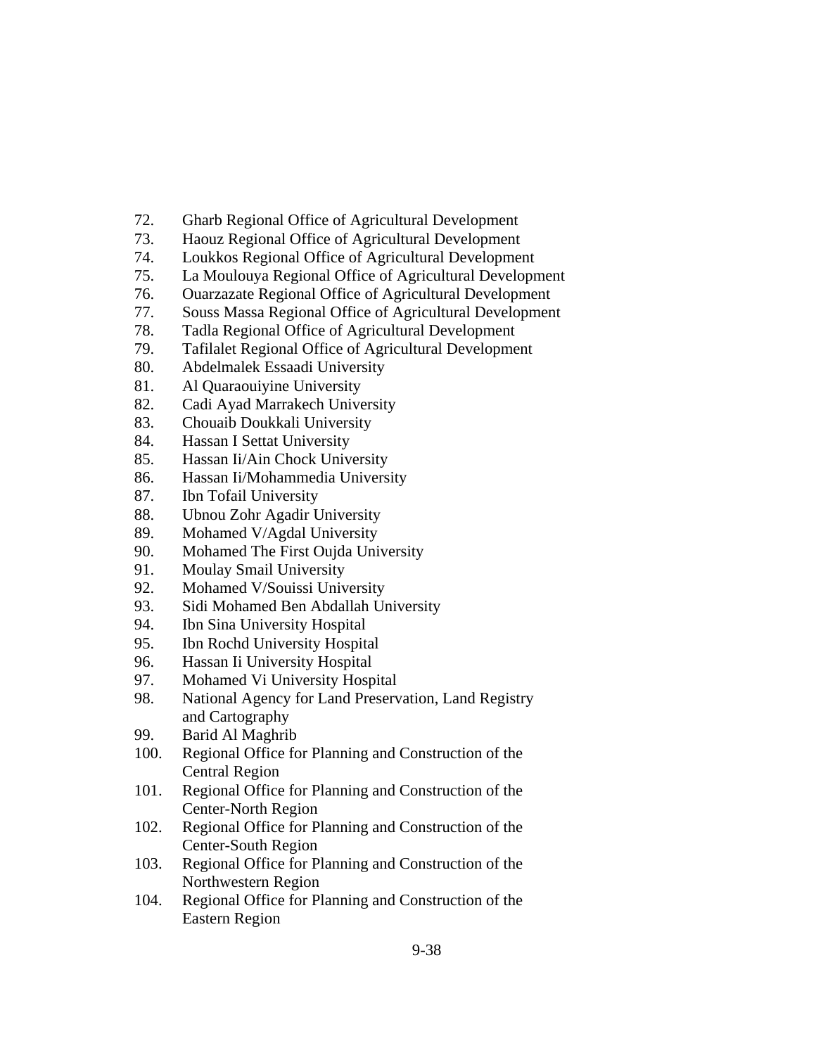72. Gharb Regional Office of Agricultural Development
73. Haouz Regional Office of Agricultural Development
74. Loukkos Regional Office of Agricultural Development
75. La Moulouya Regional Office of Agricultural Development
76. Ouarzazate Regional Office of Agricultural Development
77. Souss Massa Regional Office of Agricultural Development
78. Tadla Regional Office of Agricultural Development
79. Tafilalet Regional Office of Agricultural Development
80. Abdelmalek Essaadi University
81. Al Quaraouiyine University
82. Cadi Ayad Marrakech University
83. Chouaib Doukkali University
84. Hassan I Settat University
85. Hassan Ii/Ain Chock University
86. Hassan Ii/Mohammedia University
87. Ibn Tofail University
88. Ubnou Zohr Agadir University
89. Mohamed V/Agdal University
90. Mohamed The First Oujda University
91. Moulay Smail University
92. Mohamed V/Souissi University
93. Sidi Mohamed Ben Abdallah University
94. Ibn Sina University Hospital
95. Ibn Rochd University Hospital
96. Hassan Ii University Hospital
97. Mohamed Vi University Hospital
98. National Agency for Land Preservation, Land Registry and Cartography
99. Barid Al Maghrib
100. Regional Office for Planning and Construction of the Central Region
101. Regional Office for Planning and Construction of the Center-North Region
102. Regional Office for Planning and Construction of the Center-South Region
103. Regional Office for Planning and Construction of the Northwestern Region
104. Regional Office for Planning and Construction of the Eastern Region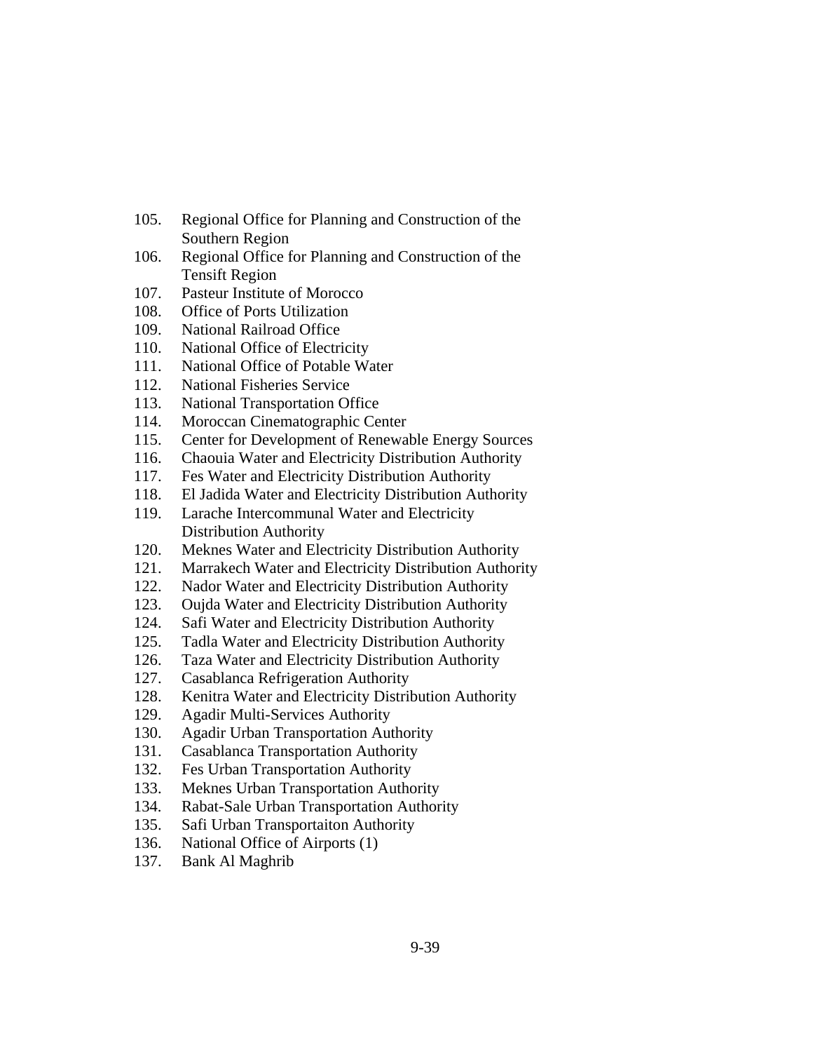105. Regional Office for Planning and Construction of the Southern Region
106. Regional Office for Planning and Construction of the Tensift Region
107. Pasteur Institute of Morocco
108. Office of Ports Utilization
109. National Railroad Office
110. National Office of Electricity
111. National Office of Potable Water
112. National Fisheries Service
113. National Transportation Office
114. Moroccan Cinematographic Center
115. Center for Development of Renewable Energy Sources
116. Chaouia Water and Electricity Distribution Authority
117. Fes Water and Electricity Distribution Authority
118. El Jadida Water and Electricity Distribution Authority
119. Larache Intercommunal Water and Electricity Distribution Authority
120. Meknes Water and Electricity Distribution Authority
121. Marrakech Water and Electricity Distribution Authority
122. Nador Water and Electricity Distribution Authority
123. Oujda Water and Electricity Distribution Authority
124. Safi Water and Electricity Distribution Authority
125. Tadla Water and Electricity Distribution Authority
126. Taza Water and Electricity Distribution Authority
127. Casablanca Refrigeration Authority
128. Kenitra Water and Electricity Distribution Authority
129. Agadir Multi-Services Authority
130. Agadir Urban Transportation Authority
131. Casablanca Transportation Authority
132. Fes Urban Transportation Authority
133. Meknes Urban Transportation Authority
134. Rabat-Sale Urban Transportation Authority
135. Safi Urban Transportaiton Authority
136. National Office of Airports (1)
137. Bank Al Maghrib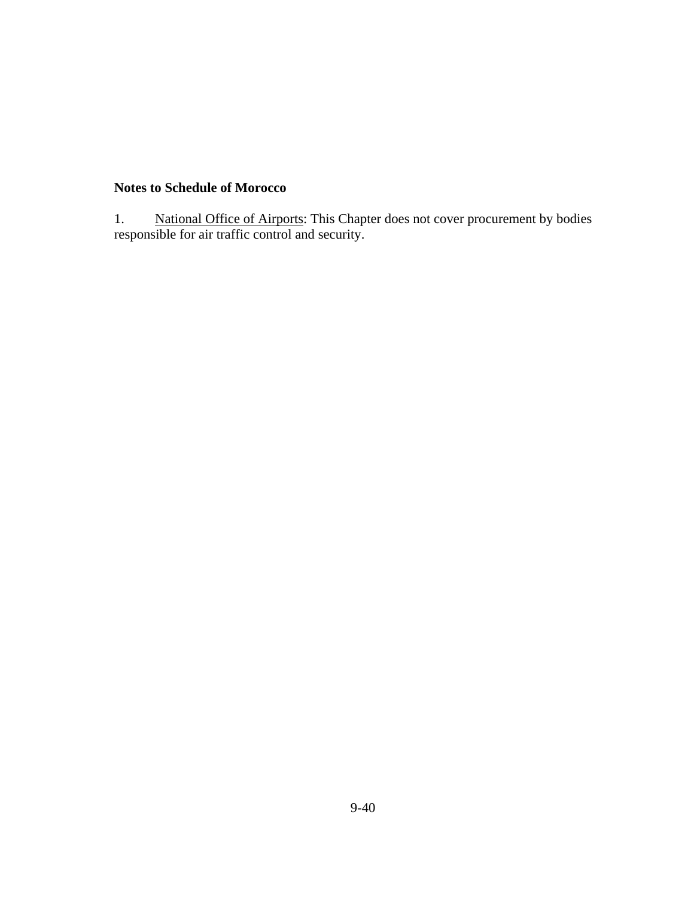**Notes to Schedule of Morocco**

1. National Office of Airports: This Chapter does not cover procurement by bodies responsible for air traffic control and security.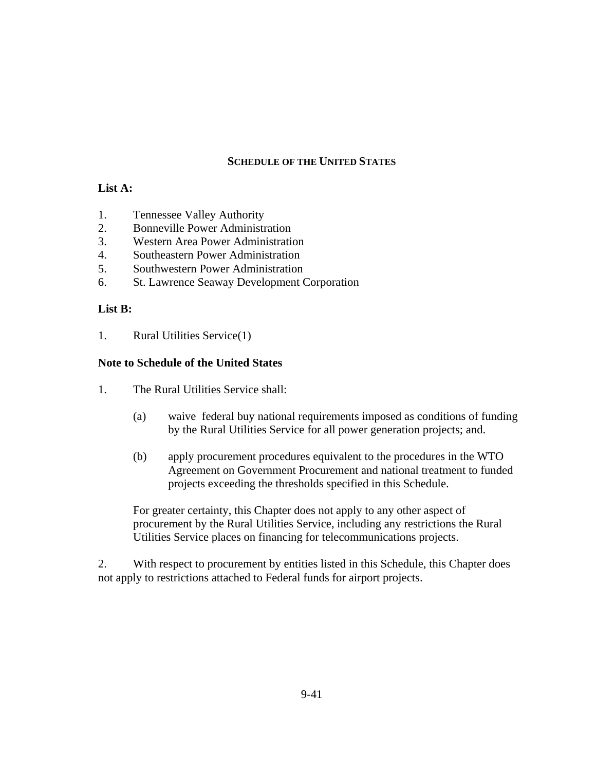## SCHEDULE OF THE UNITED STATES

**List A:**

1. Tennessee Valley Authority
2. Bonneville Power Administration
3. Western Area Power Administration
4. Southeastern Power Administration
5. Southwestern Power Administration
6. St. Lawrence Seaway Development Corporation

**List B:**

1. Rural Utilities Service(1)

**Note to Schedule of the United States**

1. The Rural Utilities Service shall:

    (a) waive federal buy national requirements imposed as conditions of funding by the Rural Utilities Service for all power generation projects; and.

    (b) apply procurement procedures equivalent to the procedures in the WTO Agreement on Government Procurement and national treatment to funded projects exceeding the thresholds specified in this Schedule.

    For greater certainty, this Chapter does not apply to any other aspect of procurement by the Rural Utilities Service, including any restrictions the Rural Utilities Service places on financing for telecommunications projects.

2. With respect to procurement by entities listed in this Schedule, this Chapter does not apply to restrictions attached to Federal funds for airport projects.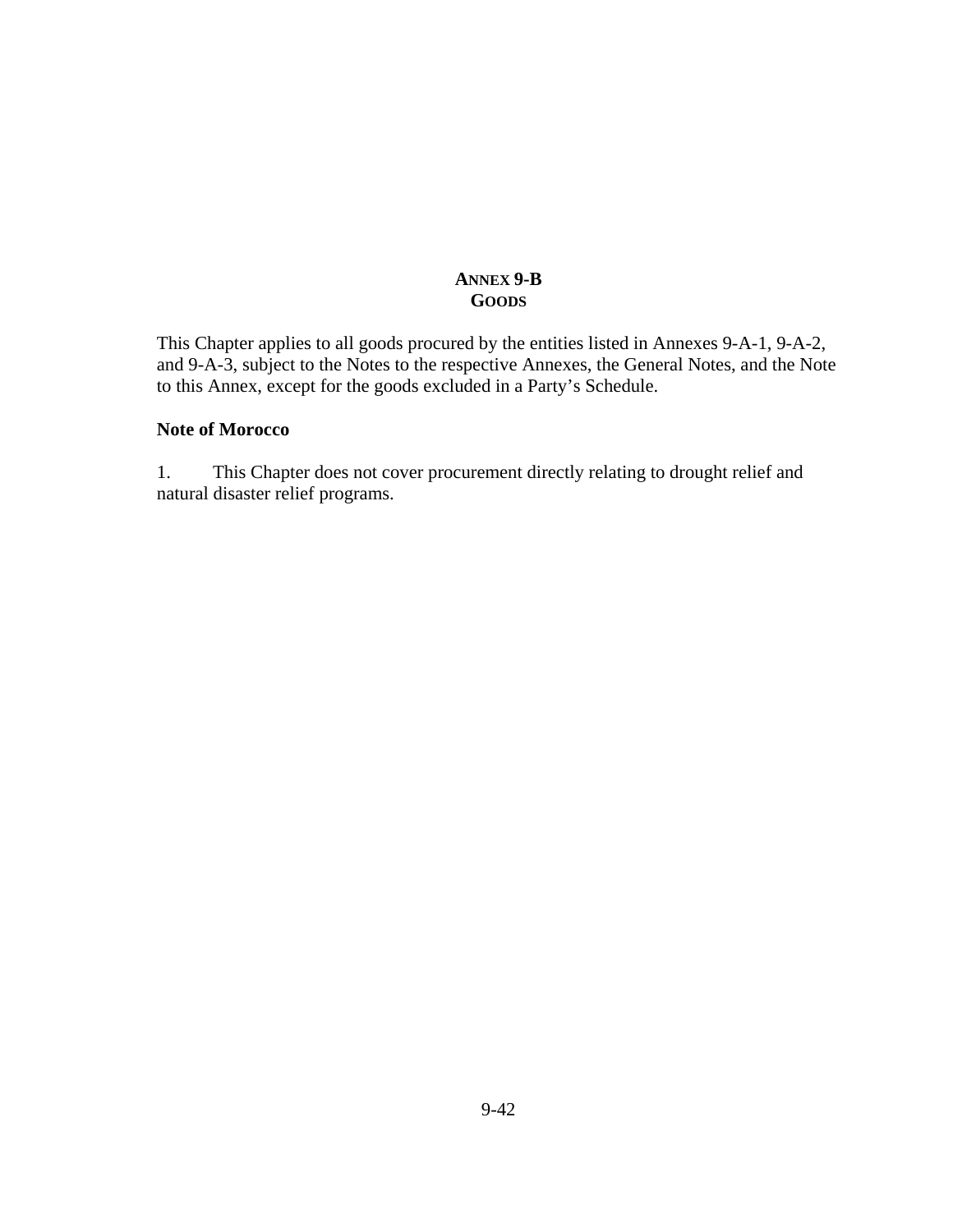# ANNEX 9-B
## GOODS

This Chapter applies to all goods procured by the entities listed in Annexes 9-A-1, 9-A-2, and 9-A-3, subject to the Notes to the respective Annexes, the General Notes, and the Note to this Annex, except for the goods excluded in a Party's Schedule.

**Note of Morocco**

1. This Chapter does not cover procurement directly relating to drought relief and natural disaster relief programs.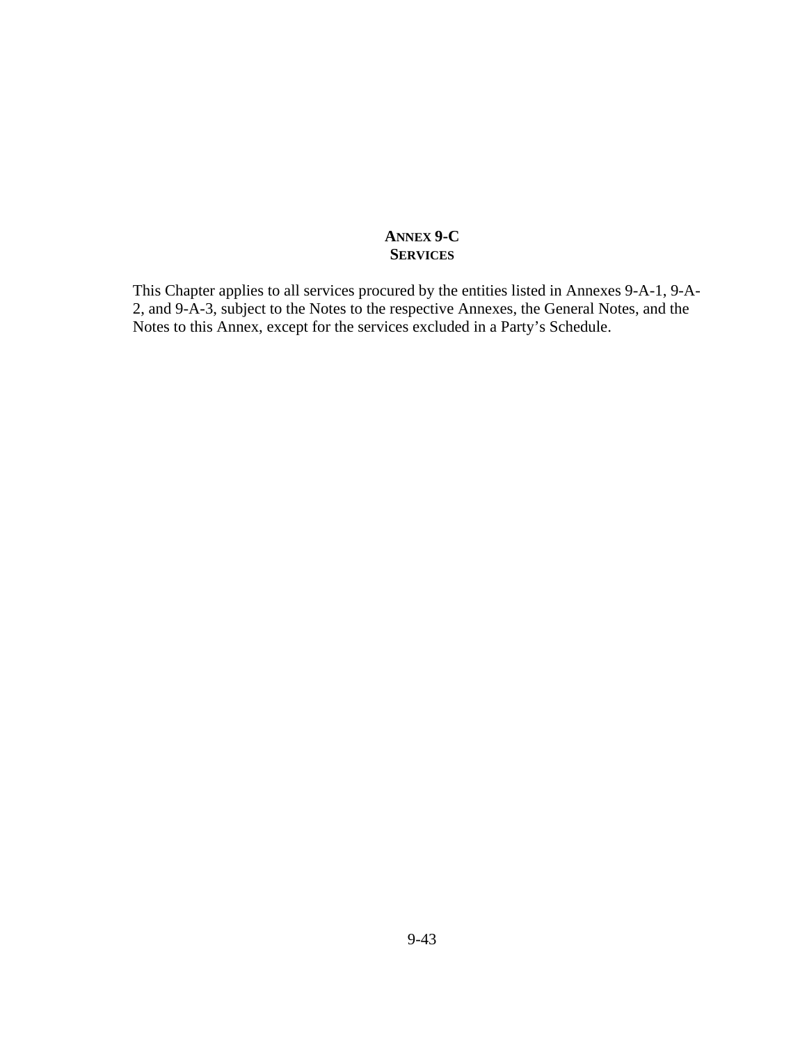# ANNEX 9-C
## SERVICES

This Chapter applies to all services procured by the entities listed in Annexes 9-A-1, 9-A-2, and 9-A-3, subject to the Notes to the respective Annexes, the General Notes, and the Notes to this Annex, except for the services excluded in a Party's Schedule.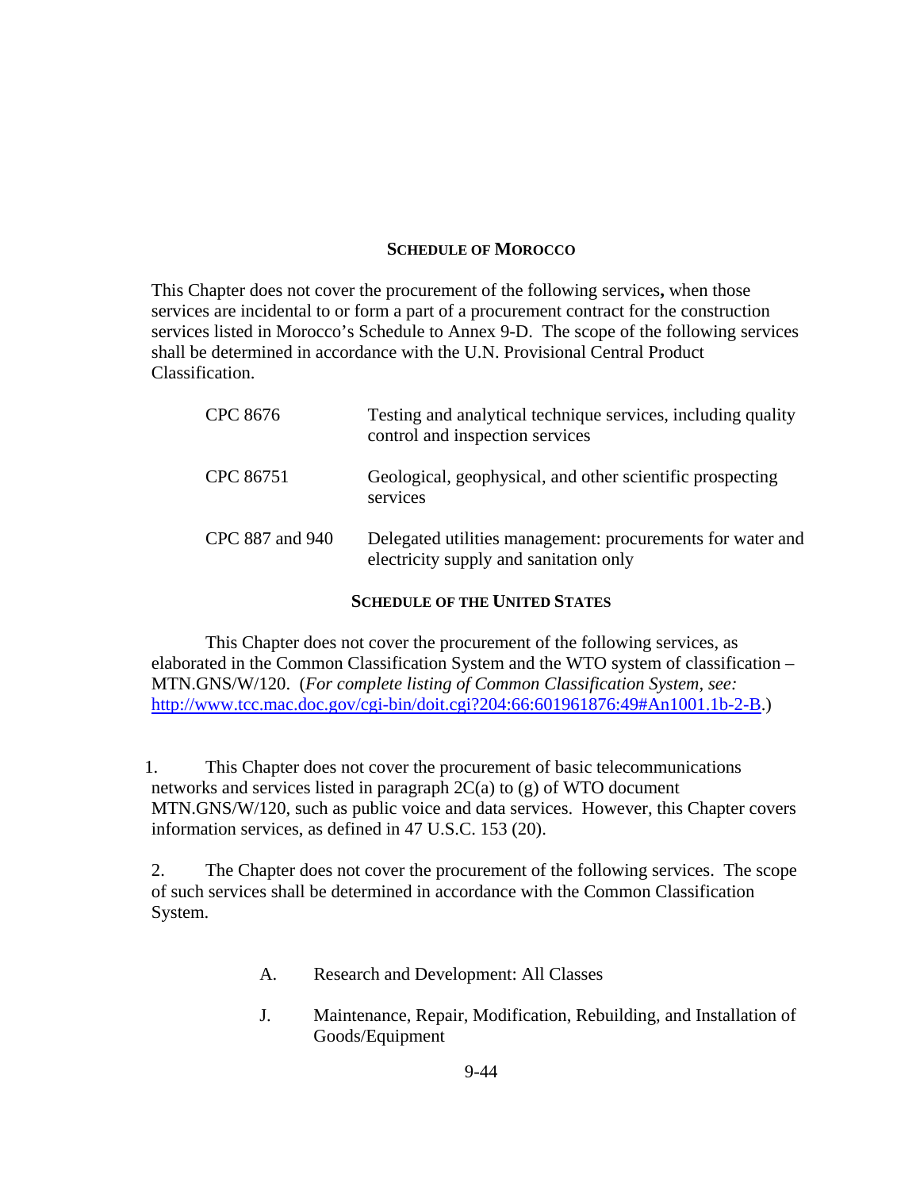## SCHEDULE OF MOROCCO

This Chapter does not cover the procurement of the following services**,** when those services are incidental to or form a part of a procurement contract for the construction services listed in Morocco's Schedule to Annex 9-D. The scope of the following services shall be determined in accordance with the U.N. Provisional Central Product Classification.

| | |
|---|---|
| CPC 8676 | Testing and analytical technique services, including quality control and inspection services |
| CPC 86751 | Geological, geophysical, and other scientific prospecting services |
| CPC 887 and 940 | Delegated utilities management: procurements for water and electricity supply and sanitation only |

## SCHEDULE OF THE UNITED STATES

This Chapter does not cover the procurement of the following services, as elaborated in the Common Classification System and the WTO system of classification – MTN.GNS/W/120. (*For complete listing of Common Classification System, see:* http://www.tcc.mac.doc.gov/cgi-bin/doit.cgi?204:66:601961876:49#An1001.1b-2-B.)

1. This Chapter does not cover the procurement of basic telecommunications networks and services listed in paragraph 2C(a) to (g) of WTO document MTN.GNS/W/120, such as public voice and data services. However, this Chapter covers information services, as defined in 47 U.S.C. 153 (20).

2. The Chapter does not cover the procurement of the following services. The scope of such services shall be determined in accordance with the Common Classification System.

A. Research and Development: All Classes

J. Maintenance, Repair, Modification, Rebuilding, and Installation of Goods/Equipment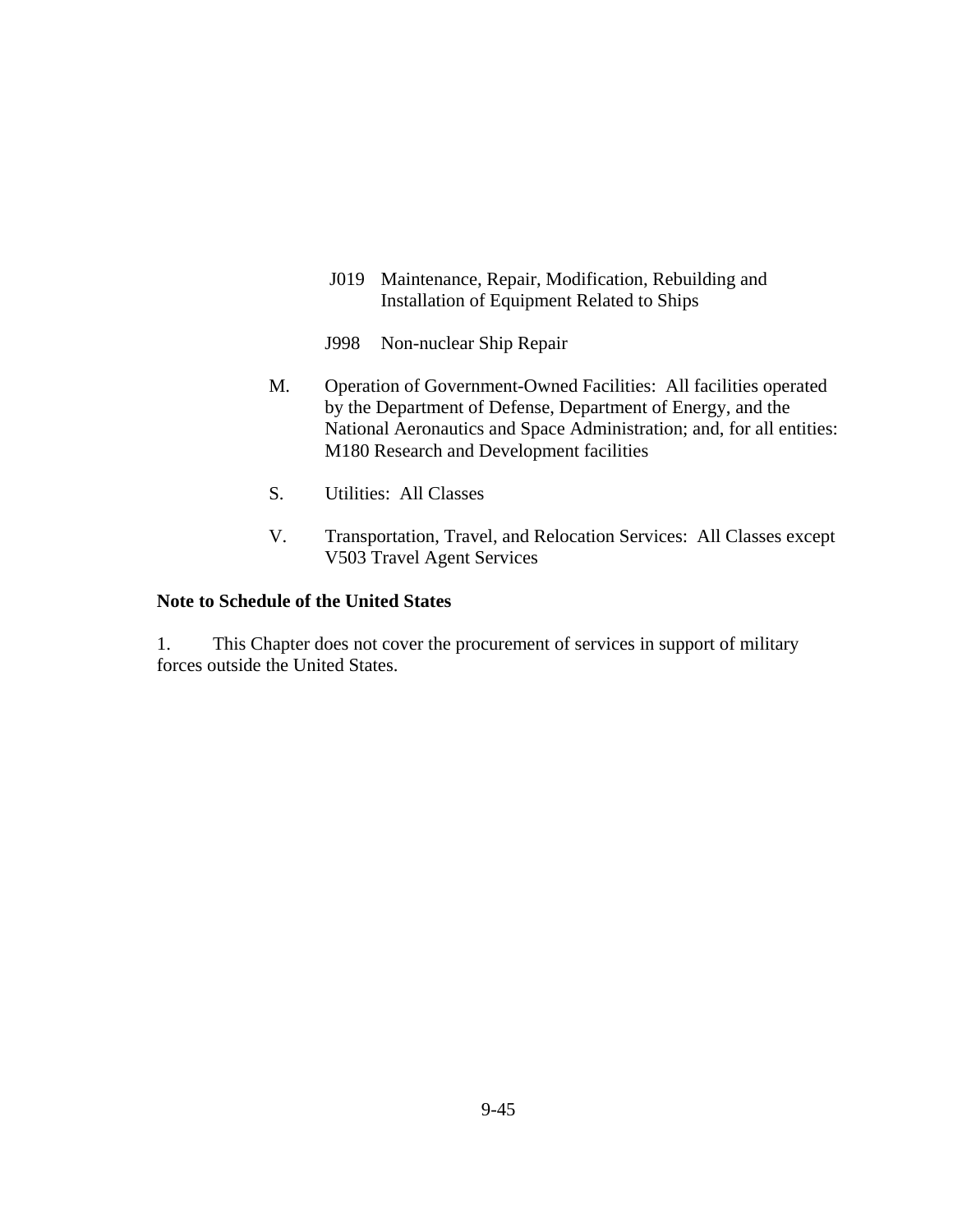J019 Maintenance, Repair, Modification, Rebuilding and Installation of Equipment Related to Ships

J998 Non-nuclear Ship Repair

M. Operation of Government-Owned Facilities: All facilities operated by the Department of Defense, Department of Energy, and the National Aeronautics and Space Administration; and, for all entities: M180 Research and Development facilities

S. Utilities: All Classes

V. Transportation, Travel, and Relocation Services: All Classes except V503 Travel Agent Services

**Note to Schedule of the United States**

1. This Chapter does not cover the procurement of services in support of military forces outside the United States.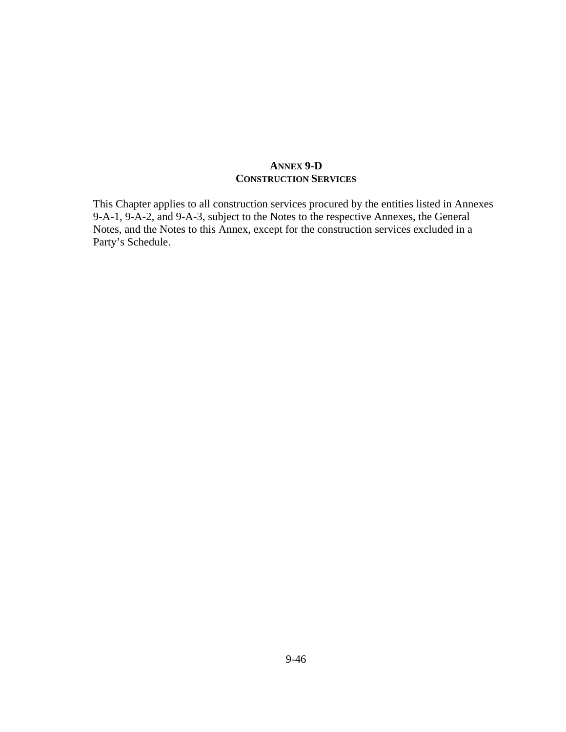## ANNEX 9-D
## CONSTRUCTION SERVICES

This Chapter applies to all construction services procured by the entities listed in Annexes 9-A-1, 9-A-2, and 9-A-3, subject to the Notes to the respective Annexes, the General Notes, and the Notes to this Annex, except for the construction services excluded in a Party's Schedule.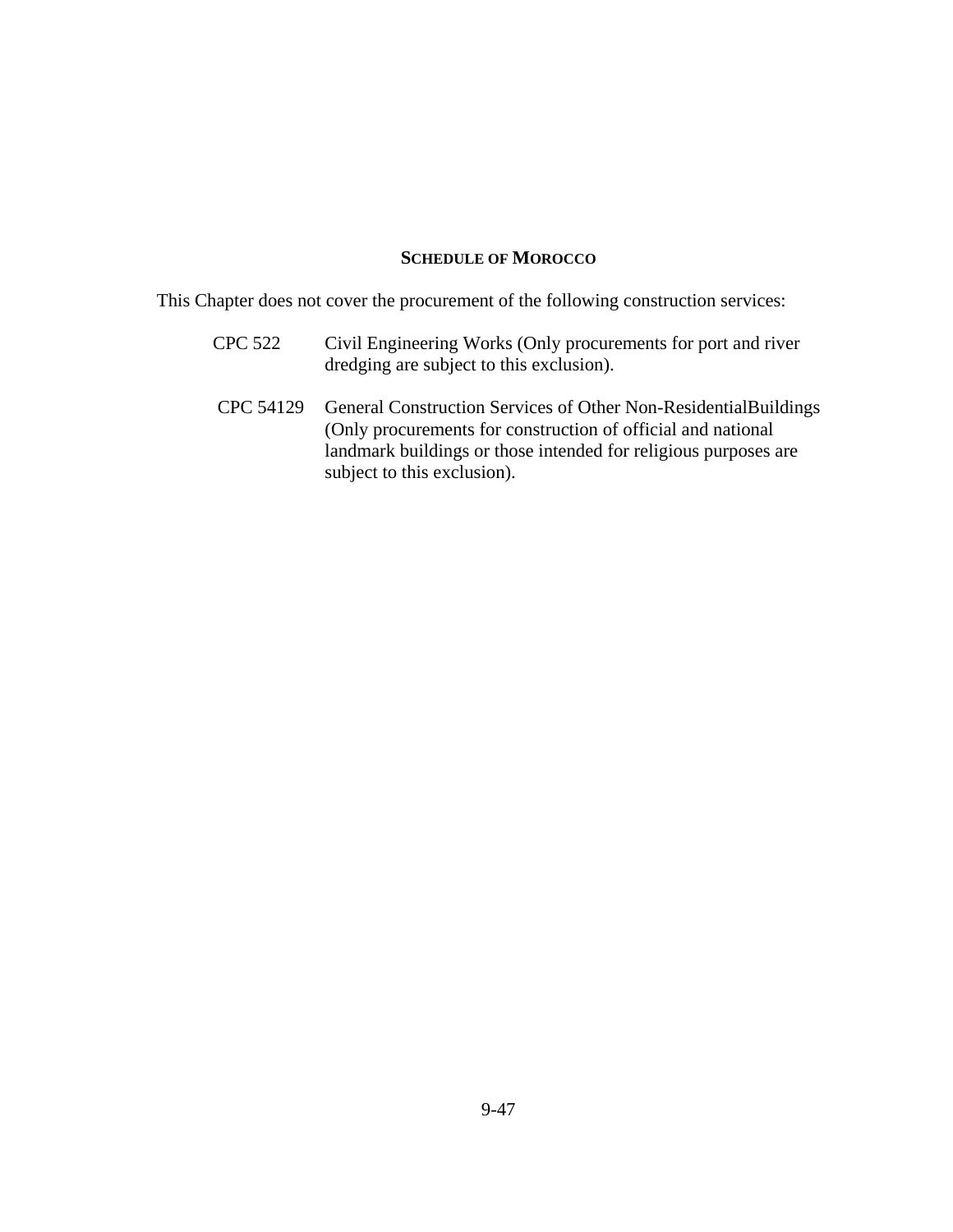## SCHEDULE OF MOROCCO

This Chapter does not cover the procurement of the following construction services:

| | |
|---|---|
| CPC 522 | Civil Engineering Works (Only procurements for port and river dredging are subject to this exclusion). |
| CPC 54129 | General Construction Services of Other Non-ResidentialBuildings (Only procurements for construction of official and national landmark buildings or those intended for religious purposes are subject to this exclusion). |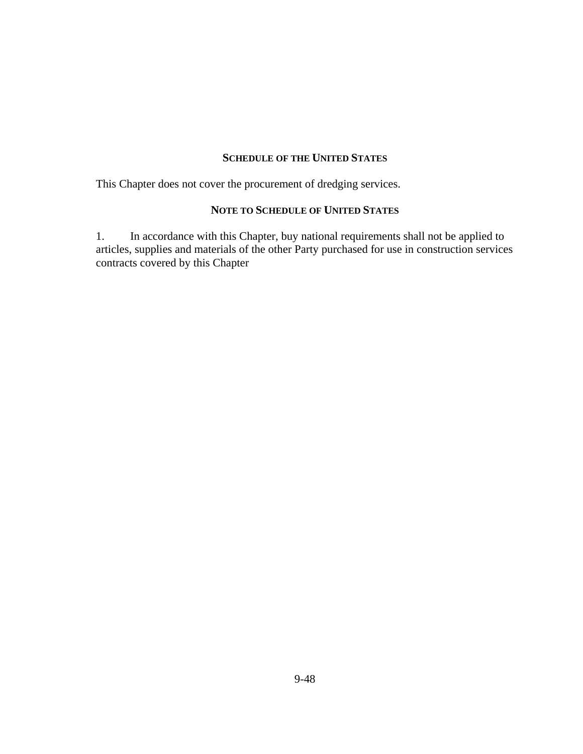## SCHEDULE OF THE UNITED STATES

This Chapter does not cover the procurement of dredging services.

## NOTE TO SCHEDULE OF UNITED STATES

1. In accordance with this Chapter, buy national requirements shall not be applied to articles, supplies and materials of the other Party purchased for use in construction services contracts covered by this Chapter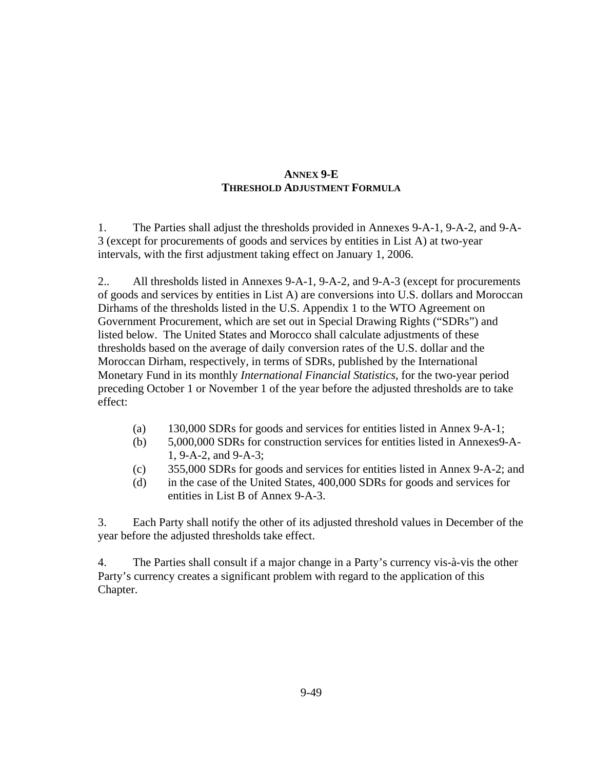# ANNEX 9-E
## THRESHOLD ADJUSTMENT FORMULA

1. The Parties shall adjust the thresholds provided in Annexes 9-A-1, 9-A-2, and 9-A-3 (except for procurements of goods and services by entities in List A) at two-year intervals, with the first adjustment taking effect on January 1, 2006.

2.. All thresholds listed in Annexes 9-A-1, 9-A-2, and 9-A-3 (except for procurements of goods and services by entities in List A) are conversions into U.S. dollars and Moroccan Dirhams of the thresholds listed in the U.S. Appendix 1 to the WTO Agreement on Government Procurement, which are set out in Special Drawing Rights ("SDRs") and listed below. The United States and Morocco shall calculate adjustments of these thresholds based on the average of daily conversion rates of the U.S. dollar and the Moroccan Dirham, respectively, in terms of SDRs, published by the International Monetary Fund in its monthly *International Financial Statistics*, for the two-year period preceding October 1 or November 1 of the year before the adjusted thresholds are to take effect:

(a) 130,000 SDRs for goods and services for entities listed in Annex 9-A-1;

(b) 5,000,000 SDRs for construction services for entities listed in Annexes9-A-1, 9-A-2, and 9-A-3;

(c) 355,000 SDRs for goods and services for entities listed in Annex 9-A-2; and

(d) in the case of the United States, 400,000 SDRs for goods and services for entities in List B of Annex 9-A-3.

3. Each Party shall notify the other of its adjusted threshold values in December of the year before the adjusted thresholds take effect.

4. The Parties shall consult if a major change in a Party's currency vis-à-vis the other Party's currency creates a significant problem with regard to the application of this Chapter.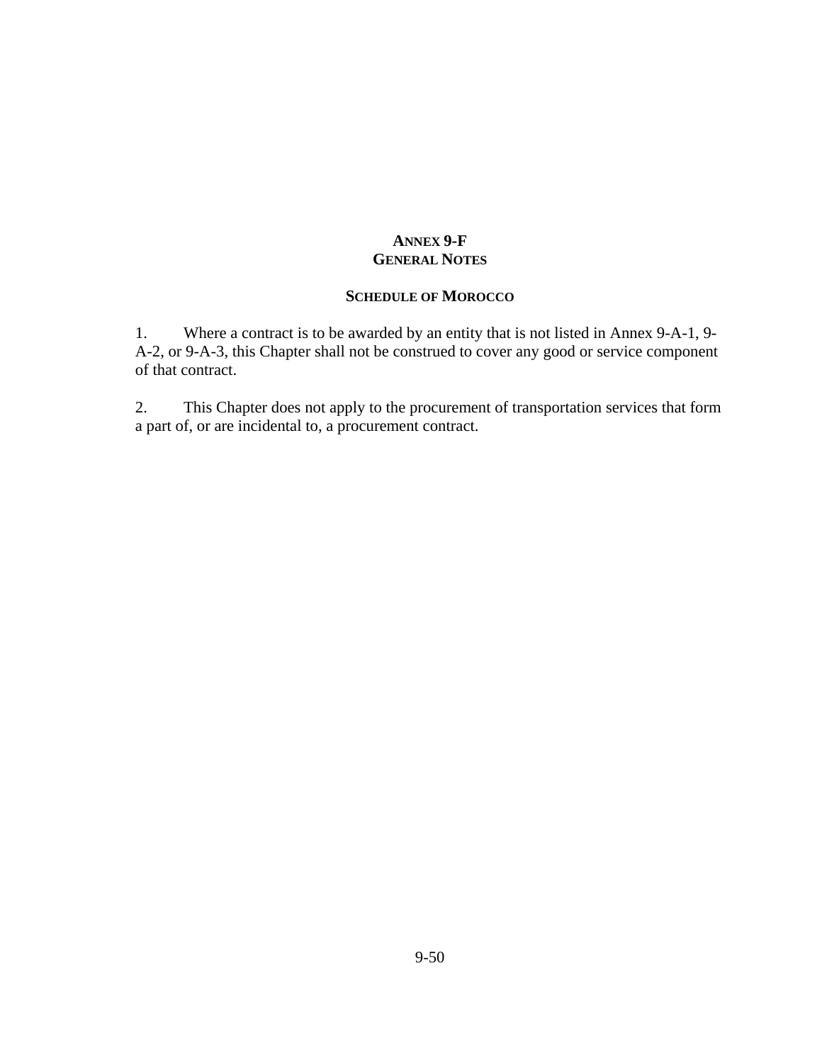## ANNEX 9-F
## GENERAL NOTES

### SCHEDULE OF MOROCCO

1. Where a contract is to be awarded by an entity that is not listed in Annex 9-A-1, 9-A-2, or 9-A-3, this Chapter shall not be construed to cover any good or service component of that contract.

2. This Chapter does not apply to the procurement of transportation services that form a part of, or are incidental to, a procurement contract.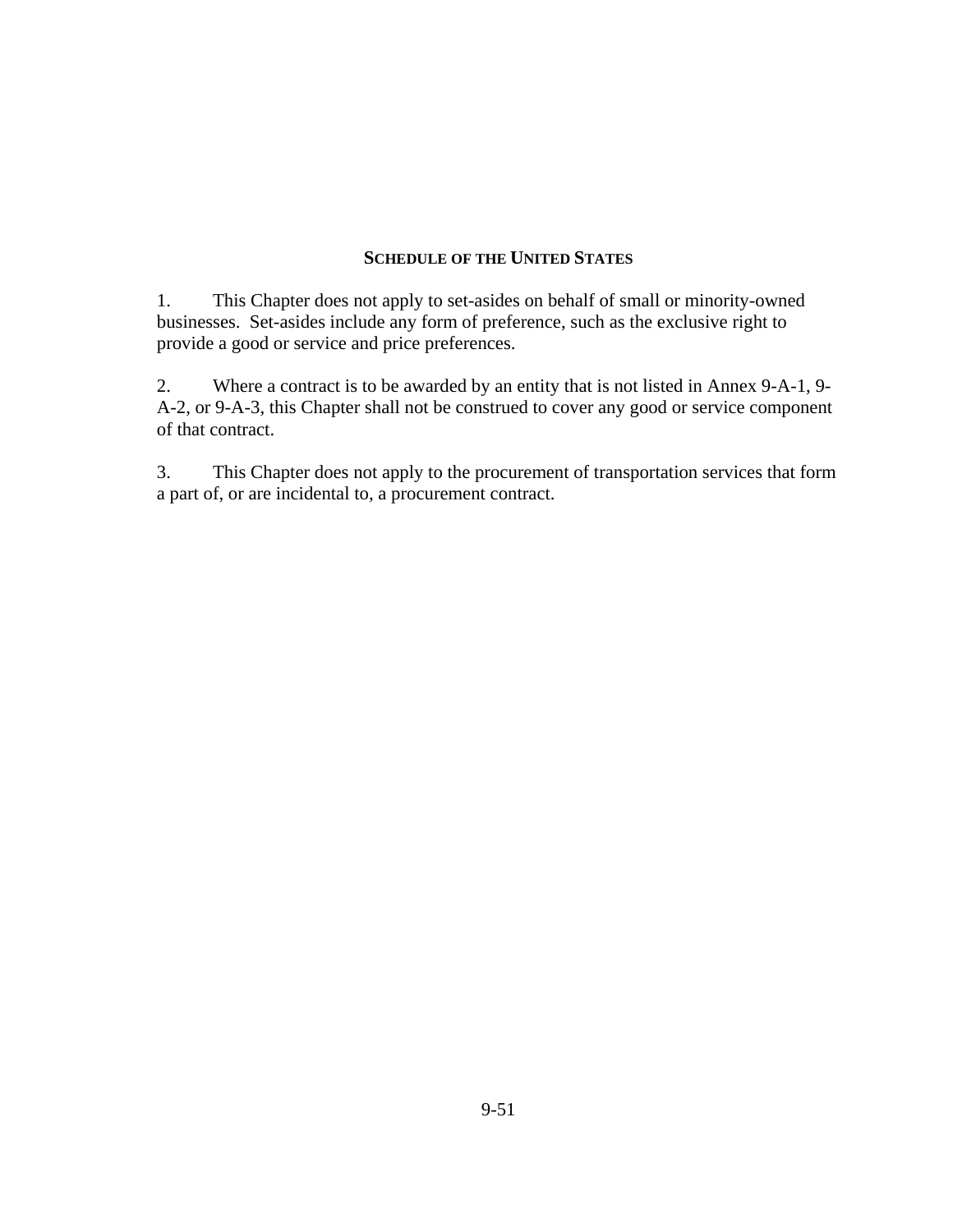## SCHEDULE OF THE UNITED STATES

1. This Chapter does not apply to set-asides on behalf of small or minority-owned businesses. Set-asides include any form of preference, such as the exclusive right to provide a good or service and price preferences.

2. Where a contract is to be awarded by an entity that is not listed in Annex 9-A-1, 9-A-2, or 9-A-3, this Chapter shall not be construed to cover any good or service component of that contract.

3. This Chapter does not apply to the procurement of transportation services that form a part of, or are incidental to, a procurement contract.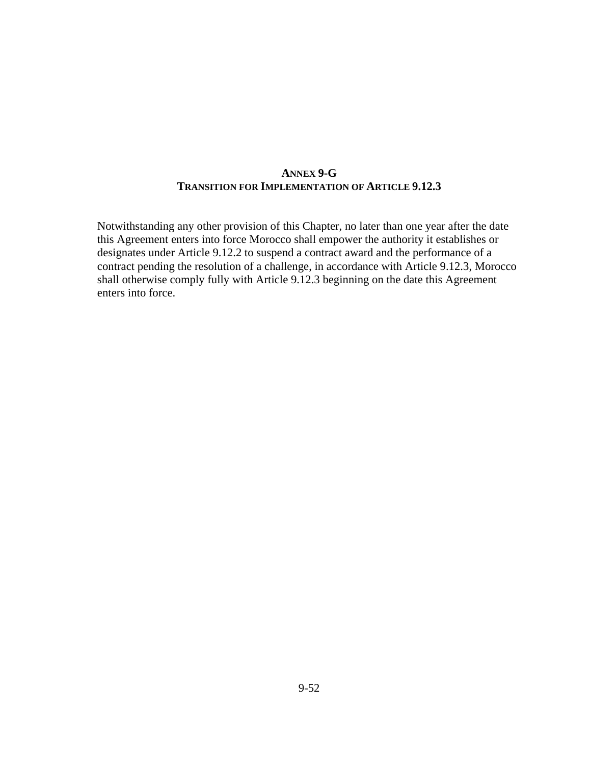## ANNEX 9-G
## TRANSITION FOR IMPLEMENTATION OF ARTICLE 9.12.3

Notwithstanding any other provision of this Chapter, no later than one year after the date this Agreement enters into force Morocco shall empower the authority it establishes or designates under Article 9.12.2 to suspend a contract award and the performance of a contract pending the resolution of a challenge, in accordance with Article 9.12.3, Morocco shall otherwise comply fully with Article 9.12.3 beginning on the date this Agreement enters into force.